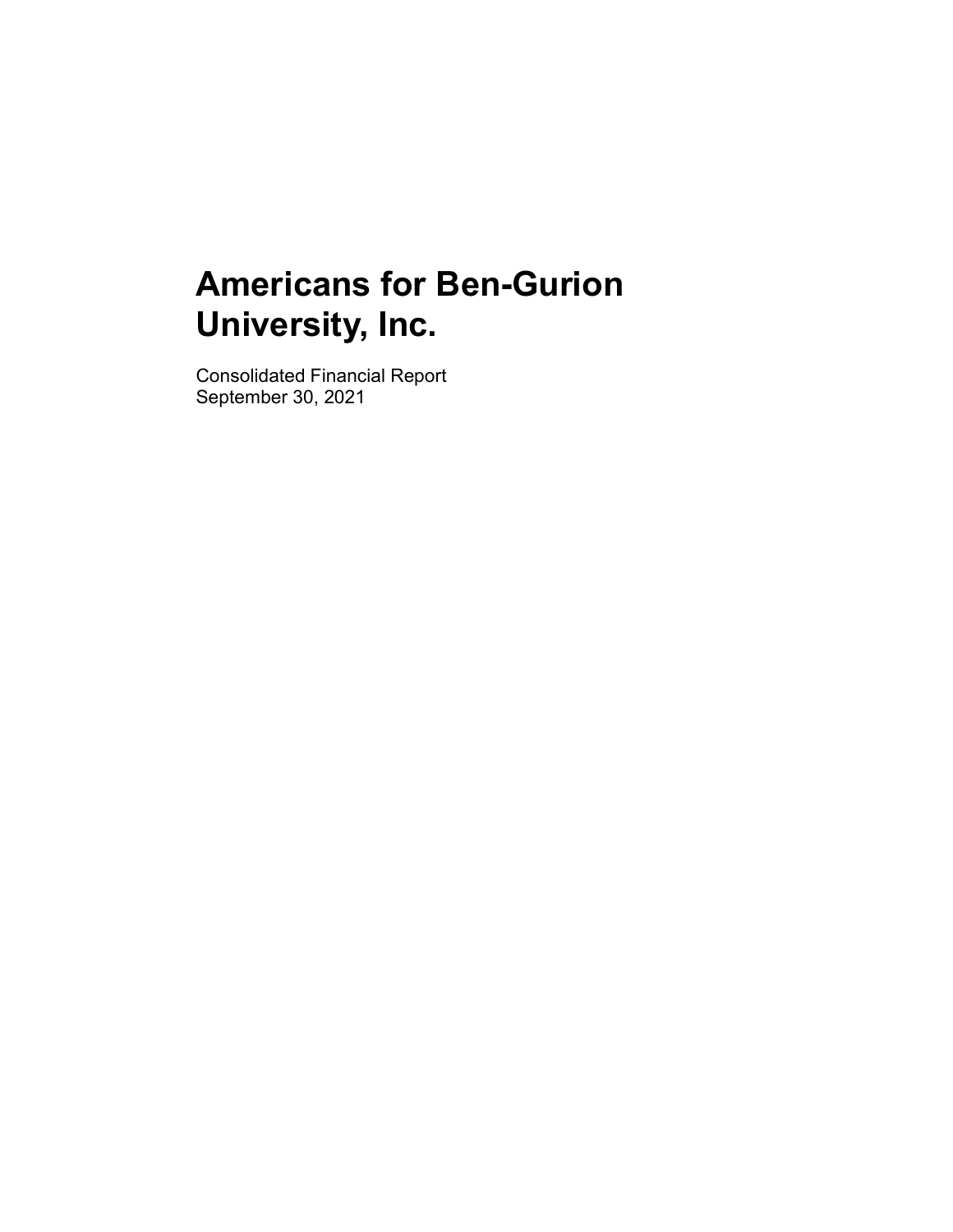# Americans for Ben-Gurion University, Inc.

Consolidated Financial Report
September 30, 2021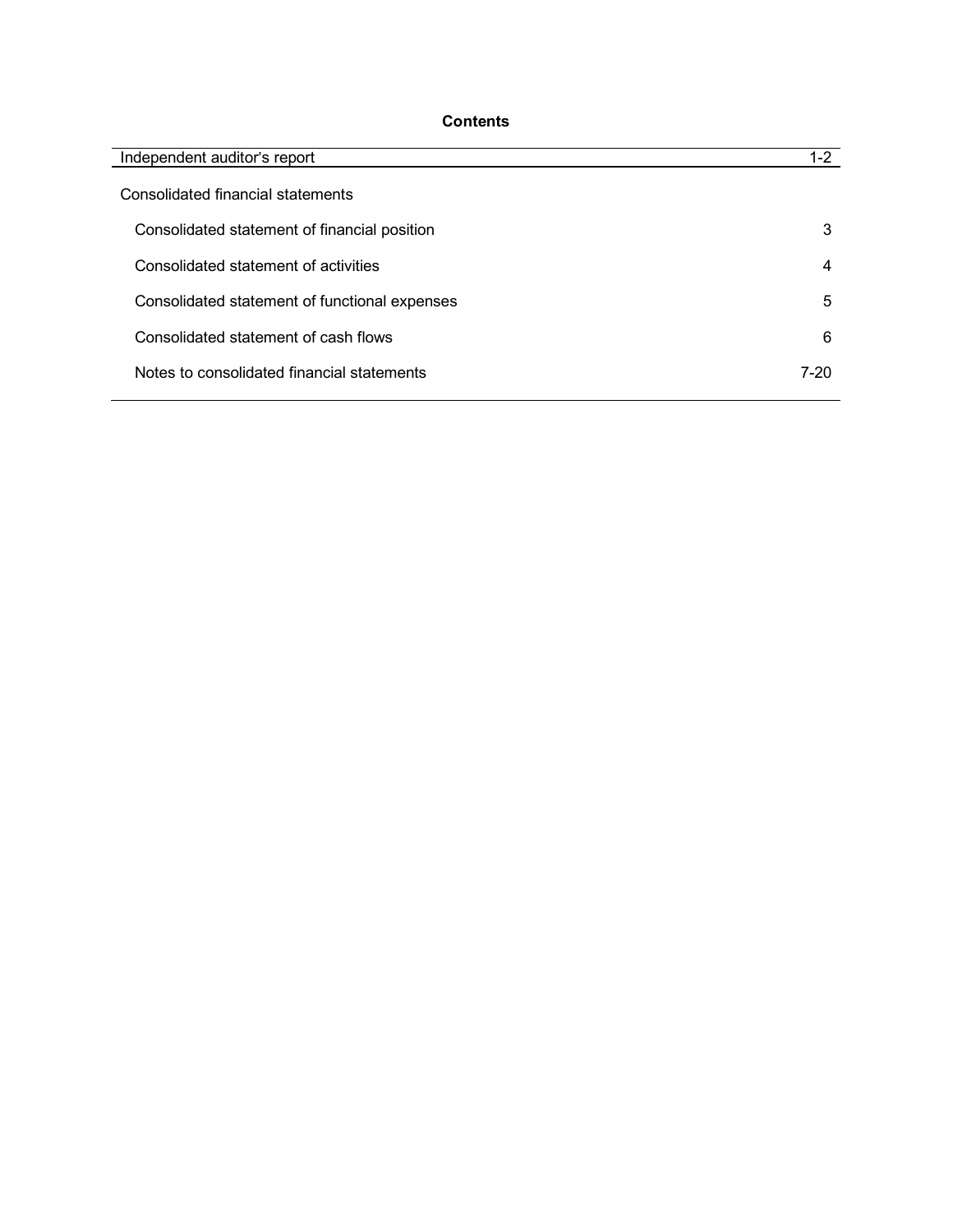**Contents**

| | |
|---|---|
| Independent auditor's report | 1-2 |
| Consolidated financial statements | |
| Consolidated statement of financial position | 3 |
| Consolidated statement of activities | 4 |
| Consolidated statement of functional expenses | 5 |
| Consolidated statement of cash flows | 6 |
| Notes to consolidated financial statements | 7-20 |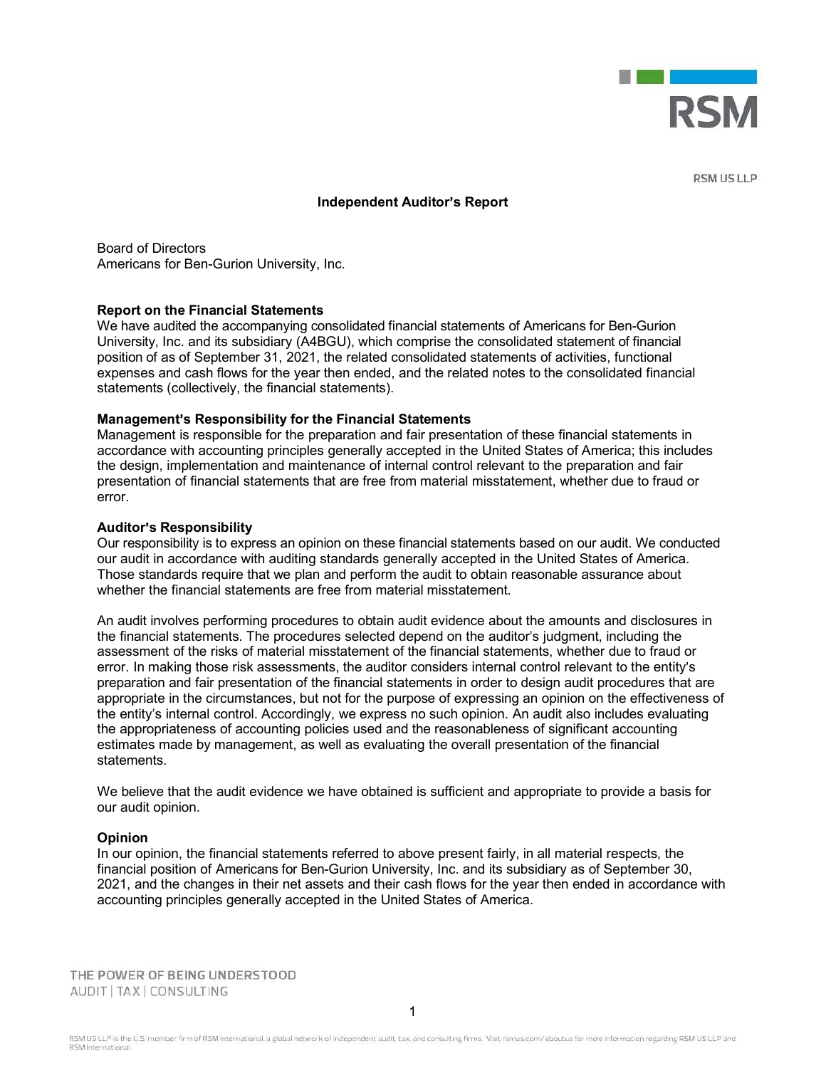RSM US LLP

## Independent Auditor's Report

Board of Directors
Americans for Ben-Gurion University, Inc.

### Report on the Financial Statements

We have audited the accompanying consolidated financial statements of Americans for Ben-Gurion University, Inc. and its subsidiary (A4BGU), which comprise the consolidated statement of financial position of as of September 31, 2021, the related consolidated statements of activities, functional expenses and cash flows for the year then ended, and the related notes to the consolidated financial statements (collectively, the financial statements).

### Management's Responsibility for the Financial Statements

Management is responsible for the preparation and fair presentation of these financial statements in accordance with accounting principles generally accepted in the United States of America; this includes the design, implementation and maintenance of internal control relevant to the preparation and fair presentation of financial statements that are free from material misstatement, whether due to fraud or error.

### Auditor's Responsibility

Our responsibility is to express an opinion on these financial statements based on our audit. We conducted our audit in accordance with auditing standards generally accepted in the United States of America. Those standards require that we plan and perform the audit to obtain reasonable assurance about whether the financial statements are free from material misstatement.

An audit involves performing procedures to obtain audit evidence about the amounts and disclosures in the financial statements. The procedures selected depend on the auditor's judgment, including the assessment of the risks of material misstatement of the financial statements, whether due to fraud or error. In making those risk assessments, the auditor considers internal control relevant to the entity's preparation and fair presentation of the financial statements in order to design audit procedures that are appropriate in the circumstances, but not for the purpose of expressing an opinion on the effectiveness of the entity's internal control. Accordingly, we express no such opinion. An audit also includes evaluating the appropriateness of accounting policies used and the reasonableness of significant accounting estimates made by management, as well as evaluating the overall presentation of the financial statements.

We believe that the audit evidence we have obtained is sufficient and appropriate to provide a basis for our audit opinion.

### Opinion

In our opinion, the financial statements referred to above present fairly, in all material respects, the financial position of Americans for Ben-Gurion University, Inc. and its subsidiary as of September 30, 2021, and the changes in their net assets and their cash flows for the year then ended in accordance with accounting principles generally accepted in the United States of America.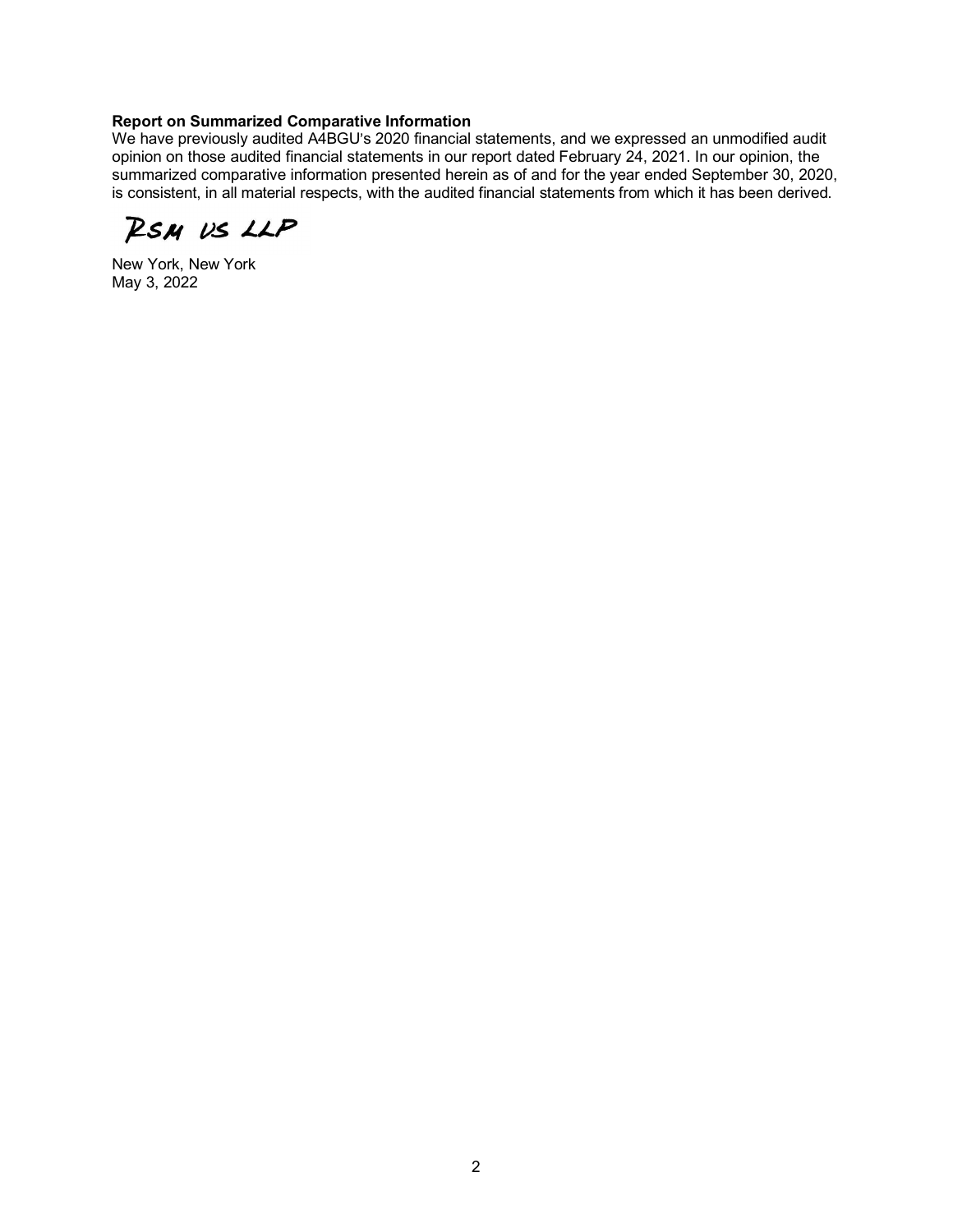**Report on Summarized Comparative Information**

We have previously audited A4BGU's 2020 financial statements, and we expressed an unmodified audit opinion on those audited financial statements in our report dated February 24, 2021. In our opinion, the summarized comparative information presented herein as of and for the year ended September 30, 2020, is consistent, in all material respects, with the audited financial statements from which it has been derived.

RSM US LLP

New York, New York
May 3, 2022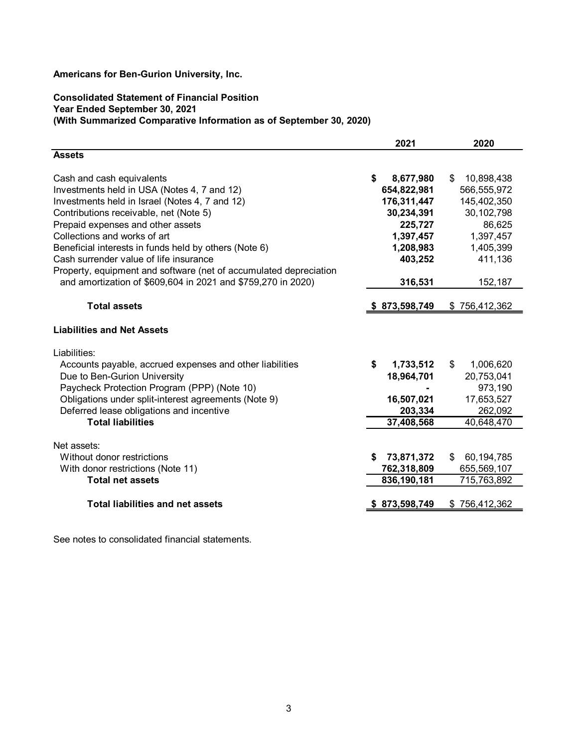**Americans for Ben-Gurion University, Inc.**

**Consolidated Statement of Financial Position**
**Year Ended September 30, 2021**
**(With Summarized Comparative Information as of September 30, 2020)**

| | 2021 | 2020 |
|---|---|---|
| **Assets** | | |
| Cash and cash equivalents | $ 8,677,980 | $ 10,898,438 |
| Investments held in USA (Notes 4, 7 and 12) | 654,822,981 | 566,555,972 |
| Investments held in Israel (Notes 4, 7 and 12) | 176,311,447 | 145,402,350 |
| Contributions receivable, net (Note 5) | 30,234,391 | 30,102,798 |
| Prepaid expenses and other assets | 225,727 | 86,625 |
| Collections and works of art | 1,397,457 | 1,397,457 |
| Beneficial interests in funds held by others (Note 6) | 1,208,983 | 1,405,399 |
| Cash surrender value of life insurance | 403,252 | 411,136 |
| Property, equipment and software (net of accumulated depreciation and amortization of $609,604 in 2021 and $759,270 in 2020) | 316,531 | 152,187 |
| **Total assets** | **$ 873,598,749** | $ 756,412,362 |
| **Liabilities and Net Assets** | | |
| Liabilities: | | |
| Accounts payable, accrued expenses and other liabilities | $ 1,733,512 | $ 1,006,620 |
| Due to Ben-Gurion University | 18,964,701 | 20,753,041 |
| Paycheck Protection Program (PPP) (Note 10) | - | 973,190 |
| Obligations under split-interest agreements (Note 9) | 16,507,021 | 17,653,527 |
| Deferred lease obligations and incentive | 203,334 | 262,092 |
| **Total liabilities** | **37,408,568** | 40,648,470 |
| Net assets: | | |
| Without donor restrictions | $ 73,871,372 | $ 60,194,785 |
| With donor restrictions (Note 11) | 762,318,809 | 655,569,107 |
| **Total net assets** | **836,190,181** | 715,763,892 |
| **Total liabilities and net assets** | **$ 873,598,749** | $ 756,412,362 |

See notes to consolidated financial statements.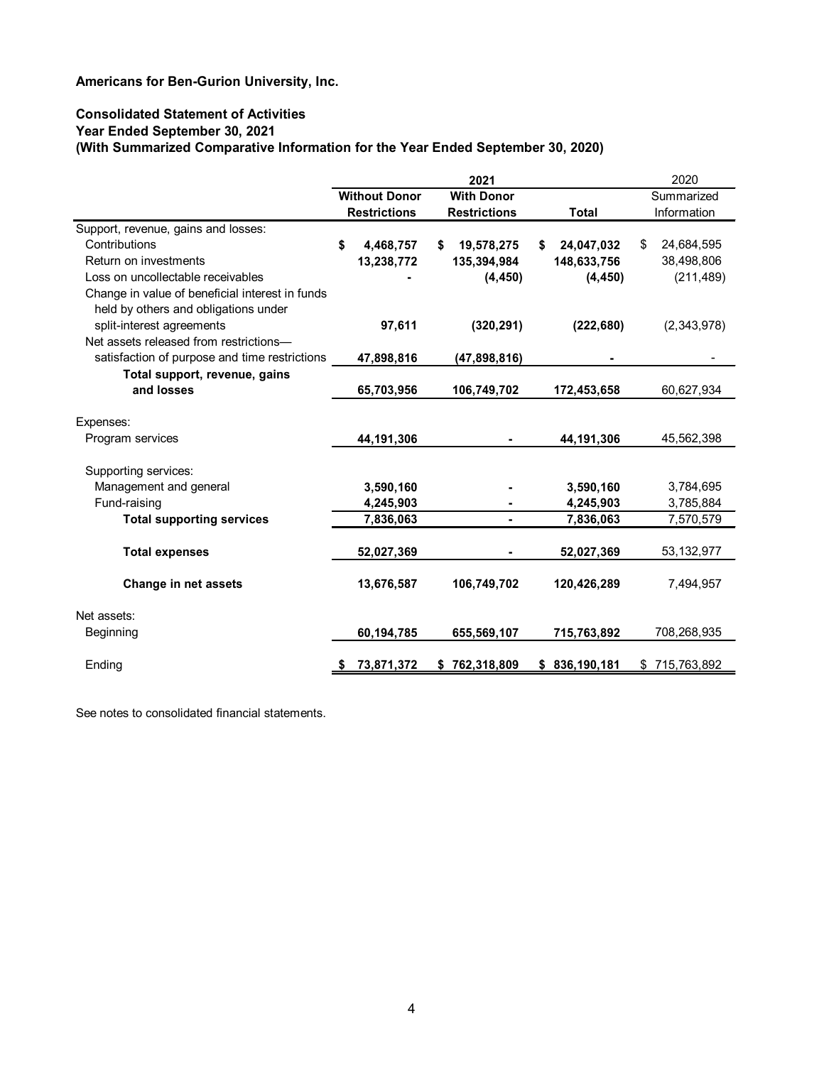**Americans for Ben-Gurion University, Inc.**

**Consolidated Statement of Activities**
**Year Ended September 30, 2021**
**(With Summarized Comparative Information for the Year Ended September 30, 2020)**

| | 2021 | | | 2020 |
|---|---|---|---|---|
| | **Without Donor Restrictions** | **With Donor Restrictions** | **Total** | Summarized Information |
| Support, revenue, gains and losses: | | | | |
| Contributions | **$ 4,468,757** | **$ 19,578,275** | **$ 24,047,032** | $ 24,684,595 |
| Return on investments | **13,238,772** | **135,394,984** | **148,633,756** | 38,498,806 |
| Loss on uncollectable receivables | **-** | **(4,450)** | **(4,450)** | (211,489) |
| Change in value of beneficial interest in funds held by others and obligations under split-interest agreements | **97,611** | **(320,291)** | **(222,680)** | (2,343,978) |
| Net assets released from restrictions—satisfaction of purpose and time restrictions | **47,898,816** | **(47,898,816)** | **-** | - |
| **Total support, revenue, gains and losses** | **65,703,956** | **106,749,702** | **172,453,658** | 60,627,934 |
| Expenses: | | | | |
| Program services | **44,191,306** | **-** | **44,191,306** | 45,562,398 |
| Supporting services: | | | | |
| Management and general | **3,590,160** | **-** | **3,590,160** | 3,784,695 |
| Fund-raising | **4,245,903** | **-** | **4,245,903** | 3,785,884 |
| **Total supporting services** | **7,836,063** | **-** | **7,836,063** | 7,570,579 |
| **Total expenses** | **52,027,369** | **-** | **52,027,369** | 53,132,977 |
| **Change in net assets** | **13,676,587** | **106,749,702** | **120,426,289** | 7,494,957 |
| Net assets: | | | | |
| Beginning | **60,194,785** | **655,569,107** | **715,763,892** | 708,268,935 |
| Ending | **$ 73,871,372** | **$ 762,318,809** | **$ 836,190,181** | $ 715,763,892 |

See notes to consolidated financial statements.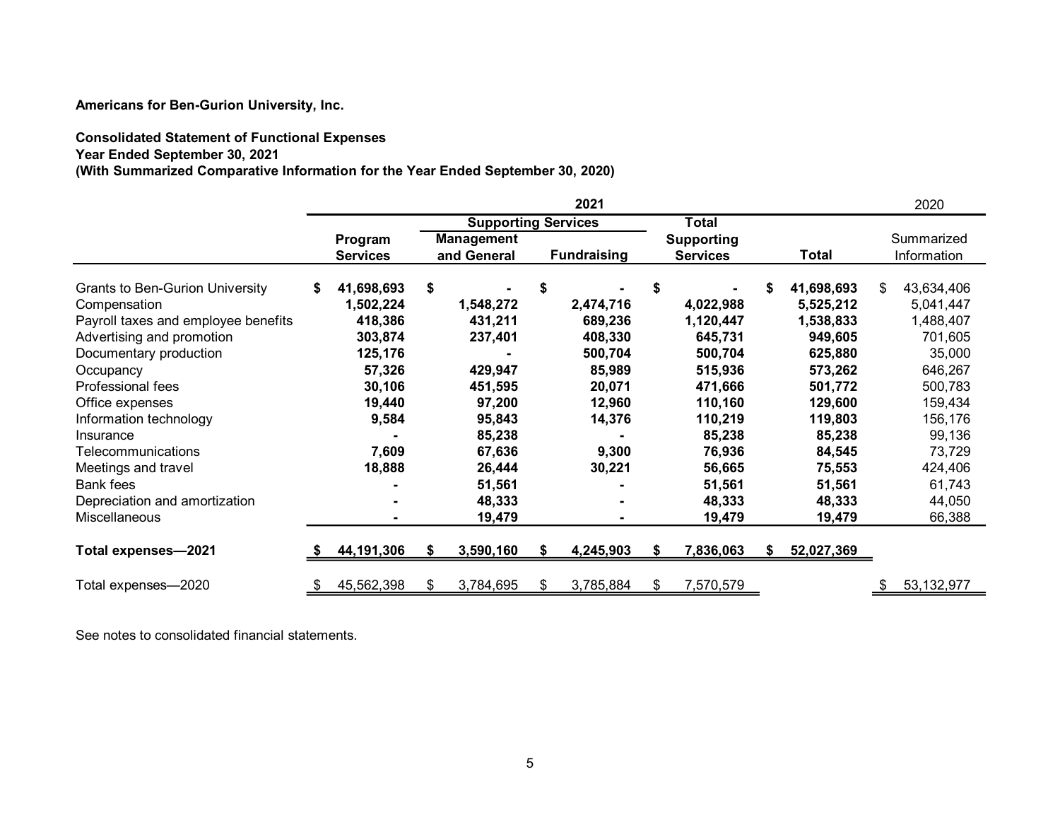**Americans for Ben-Gurion University, Inc.**

**Consolidated Statement of Functional Expenses**
**Year Ended September 30, 2021**
**(With Summarized Comparative Information for the Year Ended September 30, 2020)**

| | 2021 | | | | | 2020 |
|---|---|---|---|---|---|---|
| | | Supporting Services | | Total | | |
| | Program Services | Management and General | Fundraising | Supporting Services | Total | Summarized Information |
| Grants to Ben-Gurion University | $ 41,698,693 | $ - | $ - | $ - | $ 41,698,693 | $ 43,634,406 |
| Compensation | 1,502,224 | 1,548,272 | 2,474,716 | 4,022,988 | 5,525,212 | 5,041,447 |
| Payroll taxes and employee benefits | 418,386 | 431,211 | 689,236 | 1,120,447 | 1,538,833 | 1,488,407 |
| Advertising and promotion | 303,874 | 237,401 | 408,330 | 645,731 | 949,605 | 701,605 |
| Documentary production | 125,176 | - | 500,704 | 500,704 | 625,880 | 35,000 |
| Occupancy | 57,326 | 429,947 | 85,989 | 515,936 | 573,262 | 646,267 |
| Professional fees | 30,106 | 451,595 | 20,071 | 471,666 | 501,772 | 500,783 |
| Office expenses | 19,440 | 97,200 | 12,960 | 110,160 | 129,600 | 159,434 |
| Information technology | 9,584 | 95,843 | 14,376 | 110,219 | 119,803 | 156,176 |
| Insurance | - | 85,238 | - | 85,238 | 85,238 | 99,136 |
| Telecommunications | 7,609 | 67,636 | 9,300 | 76,936 | 84,545 | 73,729 |
| Meetings and travel | 18,888 | 26,444 | 30,221 | 56,665 | 75,553 | 424,406 |
| Bank fees | - | 51,561 | - | 51,561 | 51,561 | 61,743 |
| Depreciation and amortization | - | 48,333 | - | 48,333 | 48,333 | 44,050 |
| Miscellaneous | - | 19,479 | - | 19,479 | 19,479 | 66,388 |
| **Total expenses—2021** | **$ 44,191,306** | **$ 3,590,160** | **$ 4,245,903** | **$ 7,836,063** | **$ 52,027,369** | |
| Total expenses—2020 | $ 45,562,398 | $ 3,784,695 | $ 3,785,884 | $ 7,570,579 | | $ 53,132,977 |

See notes to consolidated financial statements.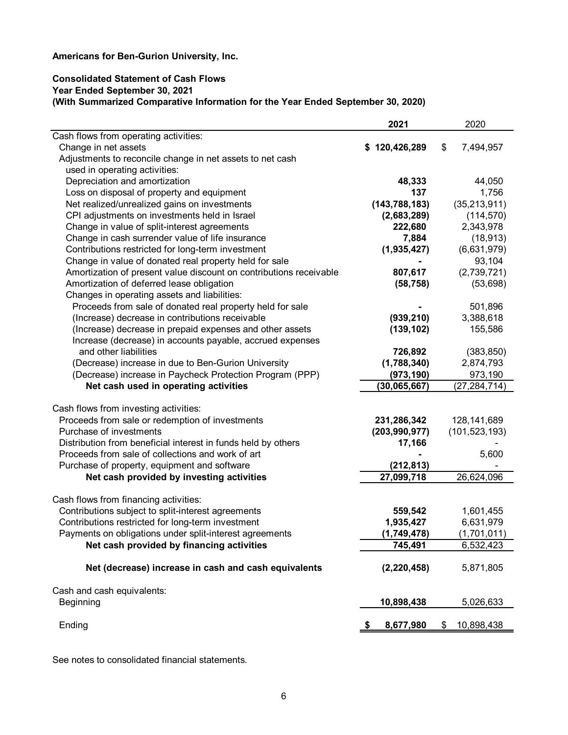**Americans for Ben-Gurion University, Inc.**

**Consolidated Statement of Cash Flows**
**Year Ended September 30, 2021**
**(With Summarized Comparative Information for the Year Ended September 30, 2020)**

| | **2021** | 2020 |
|---|---|---|
| Cash flows from operating activities: | | |
| Change in net assets | **$ 120,426,289** | $ 7,494,957 |
| Adjustments to reconcile change in net assets to net cash used in operating activities: | | |
| Depreciation and amortization | **48,333** | 44,050 |
| Loss on disposal of property and equipment | **137** | 1,756 |
| Net realized/unrealized gains on investments | **(143,788,183)** | (35,213,911) |
| CPI adjustments on investments held in Israel | **(2,683,289)** | (114,570) |
| Change in value of split-interest agreements | **222,680** | 2,343,978 |
| Change in cash surrender value of life insurance | **7,884** | (18,913) |
| Contributions restricted for long-term investment | **(1,935,427)** | (6,631,979) |
| Change in value of donated real property held for sale | **-** | 93,104 |
| Amortization of present value discount on contributions receivable | **807,617** | (2,739,721) |
| Amortization of deferred lease obligation | **(58,758)** | (53,698) |
| Changes in operating assets and liabilities: | | |
| Proceeds from sale of donated real property held for sale | **-** | 501,896 |
| (Increase) decrease in contributions receivable | **(939,210)** | 3,388,618 |
| (Increase) decrease in prepaid expenses and other assets | **(139,102)** | 155,586 |
| Increase (decrease) in accounts payable, accrued expenses and other liabilities | **726,892** | (383,850) |
| (Decrease) increase in due to Ben-Gurion University | **(1,788,340)** | 2,874,793 |
| (Decrease) increase in Paycheck Protection Program (PPP) | **(973,190)** | 973,190 |
| **Net cash used in operating activities** | **(30,065,667)** | (27,284,714) |
| | | |
| Cash flows from investing activities: | | |
| Proceeds from sale or redemption of investments | **231,286,342** | 128,141,689 |
| Purchase of investments | **(203,990,977)** | (101,523,193) |
| Distribution from beneficial interest in funds held by others | **17,166** | - |
| Proceeds from sale of collections and work of art | **-** | 5,600 |
| Purchase of property, equipment and software | **(212,813)** | - |
| **Net cash provided by investing activities** | **27,099,718** | 26,624,096 |
| | | |
| Cash flows from financing activities: | | |
| Contributions subject to split-interest agreements | **559,542** | 1,601,455 |
| Contributions restricted for long-term investment | **1,935,427** | 6,631,979 |
| Payments on obligations under split-interest agreements | **(1,749,478)** | (1,701,011) |
| **Net cash provided by financing activities** | **745,491** | 6,532,423 |
| | | |
| **Net (decrease) increase in cash and cash equivalents** | **(2,220,458)** | 5,871,805 |
| | | |
| Cash and cash equivalents: | | |
| Beginning | **10,898,438** | 5,026,633 |
| | | |
| Ending | **$ 8,677,980** | $ 10,898,438 |

See notes to consolidated financial statements.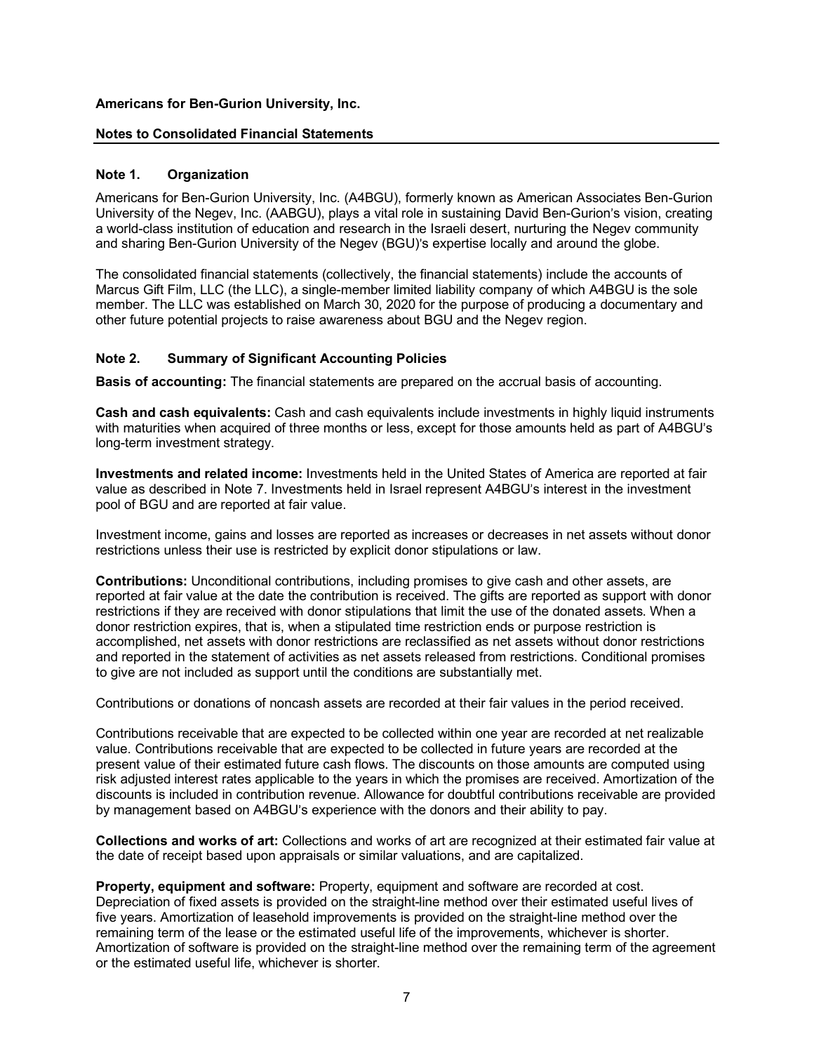**Americans for Ben-Gurion University, Inc.**

**Notes to Consolidated Financial Statements**

## Note 1. Organization

Americans for Ben-Gurion University, Inc. (A4BGU), formerly known as American Associates Ben-Gurion University of the Negev, Inc. (AABGU), plays a vital role in sustaining David Ben-Gurion's vision, creating a world-class institution of education and research in the Israeli desert, nurturing the Negev community and sharing Ben-Gurion University of the Negev (BGU)'s expertise locally and around the globe.

The consolidated financial statements (collectively, the financial statements) include the accounts of Marcus Gift Film, LLC (the LLC), a single-member limited liability company of which A4BGU is the sole member. The LLC was established on March 30, 2020 for the purpose of producing a documentary and other future potential projects to raise awareness about BGU and the Negev region.

## Note 2. Summary of Significant Accounting Policies

**Basis of accounting:** The financial statements are prepared on the accrual basis of accounting.

**Cash and cash equivalents:** Cash and cash equivalents include investments in highly liquid instruments with maturities when acquired of three months or less, except for those amounts held as part of A4BGU's long-term investment strategy.

**Investments and related income:** Investments held in the United States of America are reported at fair value as described in Note 7. Investments held in Israel represent A4BGU's interest in the investment pool of BGU and are reported at fair value.

Investment income, gains and losses are reported as increases or decreases in net assets without donor restrictions unless their use is restricted by explicit donor stipulations or law.

**Contributions:** Unconditional contributions, including promises to give cash and other assets, are reported at fair value at the date the contribution is received. The gifts are reported as support with donor restrictions if they are received with donor stipulations that limit the use of the donated assets. When a donor restriction expires, that is, when a stipulated time restriction ends or purpose restriction is accomplished, net assets with donor restrictions are reclassified as net assets without donor restrictions and reported in the statement of activities as net assets released from restrictions. Conditional promises to give are not included as support until the conditions are substantially met.

Contributions or donations of noncash assets are recorded at their fair values in the period received.

Contributions receivable that are expected to be collected within one year are recorded at net realizable value. Contributions receivable that are expected to be collected in future years are recorded at the present value of their estimated future cash flows. The discounts on those amounts are computed using risk adjusted interest rates applicable to the years in which the promises are received. Amortization of the discounts is included in contribution revenue. Allowance for doubtful contributions receivable are provided by management based on A4BGU's experience with the donors and their ability to pay.

**Collections and works of art:** Collections and works of art are recognized at their estimated fair value at the date of receipt based upon appraisals or similar valuations, and are capitalized.

**Property, equipment and software:** Property, equipment and software are recorded at cost. Depreciation of fixed assets is provided on the straight-line method over their estimated useful lives of five years. Amortization of leasehold improvements is provided on the straight-line method over the remaining term of the lease or the estimated useful life of the improvements, whichever is shorter. Amortization of software is provided on the straight-line method over the remaining term of the agreement or the estimated useful life, whichever is shorter.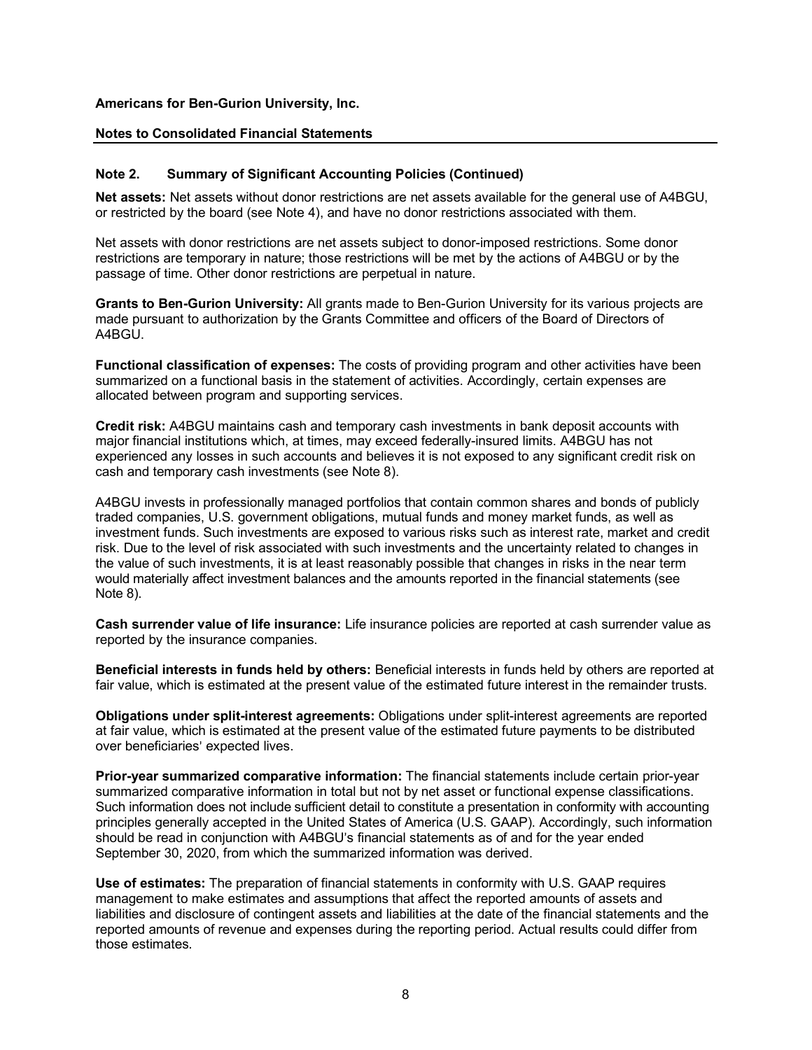**Americans for Ben-Gurion University, Inc.**

**Notes to Consolidated Financial Statements**

## Note 2. Summary of Significant Accounting Policies (Continued)

**Net assets:** Net assets without donor restrictions are net assets available for the general use of A4BGU, or restricted by the board (see Note 4), and have no donor restrictions associated with them.

Net assets with donor restrictions are net assets subject to donor-imposed restrictions. Some donor restrictions are temporary in nature; those restrictions will be met by the actions of A4BGU or by the passage of time. Other donor restrictions are perpetual in nature.

**Grants to Ben-Gurion University:** All grants made to Ben-Gurion University for its various projects are made pursuant to authorization by the Grants Committee and officers of the Board of Directors of A4BGU.

**Functional classification of expenses:** The costs of providing program and other activities have been summarized on a functional basis in the statement of activities. Accordingly, certain expenses are allocated between program and supporting services.

**Credit risk:** A4BGU maintains cash and temporary cash investments in bank deposit accounts with major financial institutions which, at times, may exceed federally-insured limits. A4BGU has not experienced any losses in such accounts and believes it is not exposed to any significant credit risk on cash and temporary cash investments (see Note 8).

A4BGU invests in professionally managed portfolios that contain common shares and bonds of publicly traded companies, U.S. government obligations, mutual funds and money market funds, as well as investment funds. Such investments are exposed to various risks such as interest rate, market and credit risk. Due to the level of risk associated with such investments and the uncertainty related to changes in the value of such investments, it is at least reasonably possible that changes in risks in the near term would materially affect investment balances and the amounts reported in the financial statements (see Note 8).

**Cash surrender value of life insurance:** Life insurance policies are reported at cash surrender value as reported by the insurance companies.

**Beneficial interests in funds held by others:** Beneficial interests in funds held by others are reported at fair value, which is estimated at the present value of the estimated future interest in the remainder trusts.

**Obligations under split-interest agreements:** Obligations under split-interest agreements are reported at fair value, which is estimated at the present value of the estimated future payments to be distributed over beneficiaries' expected lives.

**Prior-year summarized comparative information:** The financial statements include certain prior-year summarized comparative information in total but not by net asset or functional expense classifications. Such information does not include sufficient detail to constitute a presentation in conformity with accounting principles generally accepted in the United States of America (U.S. GAAP). Accordingly, such information should be read in conjunction with A4BGU's financial statements as of and for the year ended September 30, 2020, from which the summarized information was derived.

**Use of estimates:** The preparation of financial statements in conformity with U.S. GAAP requires management to make estimates and assumptions that affect the reported amounts of assets and liabilities and disclosure of contingent assets and liabilities at the date of the financial statements and the reported amounts of revenue and expenses during the reporting period. Actual results could differ from those estimates.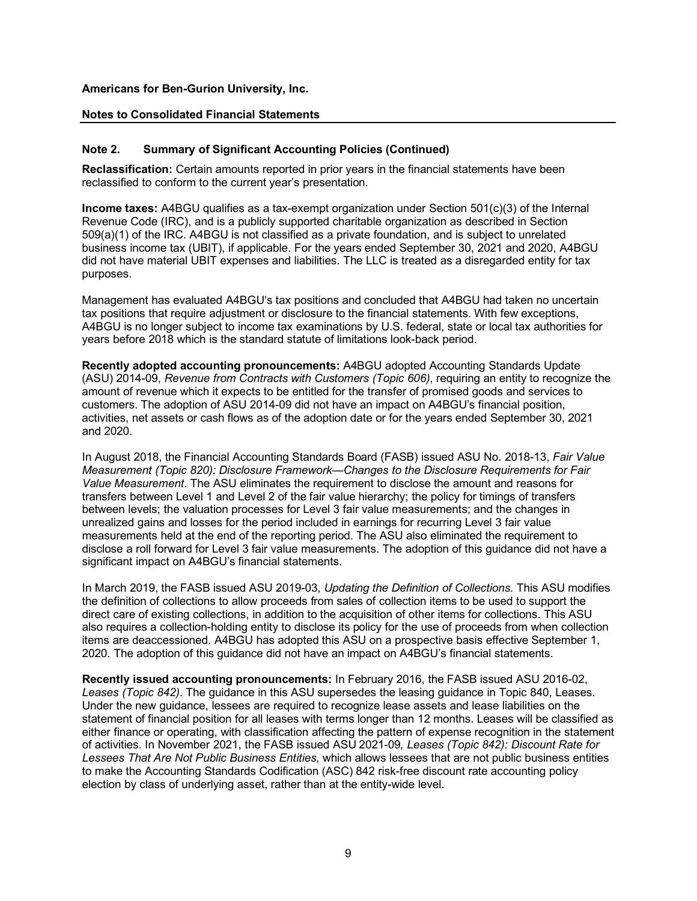**Americans for Ben-Gurion University, Inc.**

**Notes to Consolidated Financial Statements**

## Note 2. Summary of Significant Accounting Policies (Continued)

**Reclassification:** Certain amounts reported in prior years in the financial statements have been reclassified to conform to the current year's presentation.

**Income taxes:** A4BGU qualifies as a tax-exempt organization under Section 501(c)(3) of the Internal Revenue Code (IRC), and is a publicly supported charitable organization as described in Section 509(a)(1) of the IRC. A4BGU is not classified as a private foundation, and is subject to unrelated business income tax (UBIT), if applicable. For the years ended September 30, 2021 and 2020, A4BGU did not have material UBIT expenses and liabilities. The LLC is treated as a disregarded entity for tax purposes.

Management has evaluated A4BGU's tax positions and concluded that A4BGU had taken no uncertain tax positions that require adjustment or disclosure to the financial statements. With few exceptions, A4BGU is no longer subject to income tax examinations by U.S. federal, state or local tax authorities for years before 2018 which is the standard statute of limitations look-back period.

**Recently adopted accounting pronouncements:** A4BGU adopted Accounting Standards Update (ASU) 2014-09, *Revenue from Contracts with Customers (Topic 606)*, requiring an entity to recognize the amount of revenue which it expects to be entitled for the transfer of promised goods and services to customers. The adoption of ASU 2014-09 did not have an impact on A4BGU's financial position, activities, net assets or cash flows as of the adoption date or for the years ended September 30, 2021 and 2020.

In August 2018, the Financial Accounting Standards Board (FASB) issued ASU No. 2018-13, *Fair Value Measurement (Topic 820): Disclosure Framework—Changes to the Disclosure Requirements for Fair Value Measurement*. The ASU eliminates the requirement to disclose the amount and reasons for transfers between Level 1 and Level 2 of the fair value hierarchy; the policy for timings of transfers between levels; the valuation processes for Level 3 fair value measurements; and the changes in unrealized gains and losses for the period included in earnings for recurring Level 3 fair value measurements held at the end of the reporting period. The ASU also eliminated the requirement to disclose a roll forward for Level 3 fair value measurements. The adoption of this guidance did not have a significant impact on A4BGU's financial statements.

In March 2019, the FASB issued ASU 2019-03, *Updating the Definition of Collections.* This ASU modifies the definition of collections to allow proceeds from sales of collection items to be used to support the direct care of existing collections, in addition to the acquisition of other items for collections. This ASU also requires a collection-holding entity to disclose its policy for the use of proceeds from when collection items are deaccessioned. A4BGU has adopted this ASU on a prospective basis effective September 1, 2020. The adoption of this guidance did not have an impact on A4BGU's financial statements.

**Recently issued accounting pronouncements:** In February 2016, the FASB issued ASU 2016-02, *Leases (Topic 842)*. The guidance in this ASU supersedes the leasing guidance in Topic 840, Leases. Under the new guidance, lessees are required to recognize lease assets and lease liabilities on the statement of financial position for all leases with terms longer than 12 months. Leases will be classified as either finance or operating, with classification affecting the pattern of expense recognition in the statement of activities. In November 2021, the FASB issued ASU 2021-09*, Leases (Topic 842): Discount Rate for Lessees That Are Not Public Business Entities*, which allows lessees that are not public business entities to make the Accounting Standards Codification (ASC) 842 risk-free discount rate accounting policy election by class of underlying asset, rather than at the entity-wide level.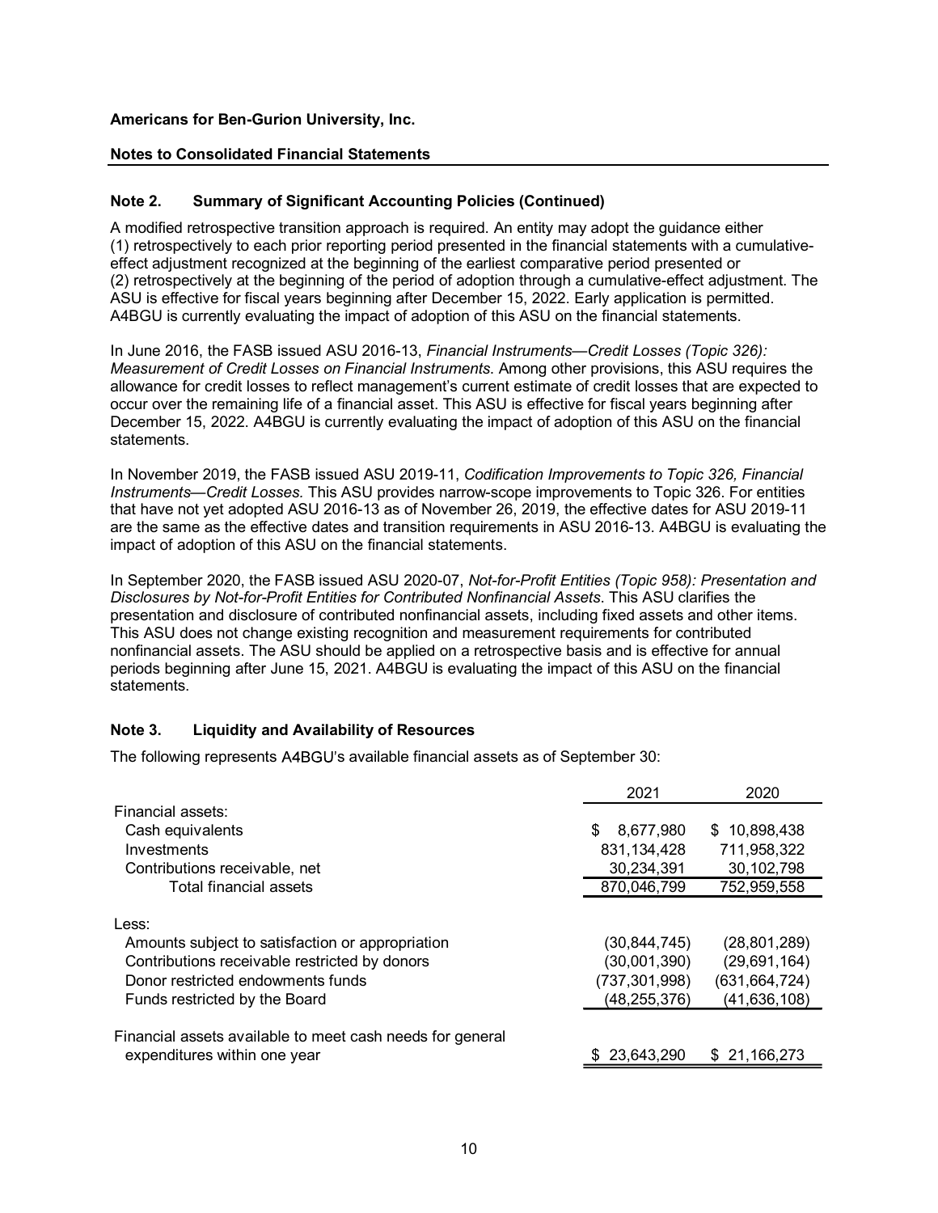**Americans for Ben-Gurion University, Inc.**

**Notes to Consolidated Financial Statements**

## Note 2. Summary of Significant Accounting Policies (Continued)

A modified retrospective transition approach is required. An entity may adopt the guidance either (1) retrospectively to each prior reporting period presented in the financial statements with a cumulative-effect adjustment recognized at the beginning of the earliest comparative period presented or (2) retrospectively at the beginning of the period of adoption through a cumulative-effect adjustment. The ASU is effective for fiscal years beginning after December 15, 2022. Early application is permitted. A4BGU is currently evaluating the impact of adoption of this ASU on the financial statements.

In June 2016, the FASB issued ASU 2016-13, *Financial Instruments—Credit Losses (Topic 326): Measurement of Credit Losses on Financial Instruments.* Among other provisions, this ASU requires the allowance for credit losses to reflect management's current estimate of credit losses that are expected to occur over the remaining life of a financial asset. This ASU is effective for fiscal years beginning after December 15, 2022. A4BGU is currently evaluating the impact of adoption of this ASU on the financial statements.

In November 2019, the FASB issued ASU 2019-11, *Codification Improvements to Topic 326, Financial Instruments—Credit Losses.* This ASU provides narrow-scope improvements to Topic 326. For entities that have not yet adopted ASU 2016-13 as of November 26, 2019, the effective dates for ASU 2019-11 are the same as the effective dates and transition requirements in ASU 2016-13. A4BGU is evaluating the impact of adoption of this ASU on the financial statements.

In September 2020, the FASB issued ASU 2020-07, *Not-for-Profit Entities (Topic 958): Presentation and Disclosures by Not-for-Profit Entities for Contributed Nonfinancial Assets*. This ASU clarifies the presentation and disclosure of contributed nonfinancial assets, including fixed assets and other items. This ASU does not change existing recognition and measurement requirements for contributed nonfinancial assets. The ASU should be applied on a retrospective basis and is effective for annual periods beginning after June 15, 2021. A4BGU is evaluating the impact of this ASU on the financial statements.

## Note 3. Liquidity and Availability of Resources

The following represents A4BGU's available financial assets as of September 30:

| | 2021 | 2020 |
|---|---|---|
| Financial assets: | | |
| Cash equivalents | $ 8,677,980 | $ 10,898,438 |
| Investments | 831,134,428 | 711,958,322 |
| Contributions receivable, net | 30,234,391 | 30,102,798 |
| Total financial assets | 870,046,799 | 752,959,558 |
| Less: | | |
| Amounts subject to satisfaction or appropriation | (30,844,745) | (28,801,289) |
| Contributions receivable restricted by donors | (30,001,390) | (29,691,164) |
| Donor restricted endowments funds | (737,301,998) | (631,664,724) |
| Funds restricted by the Board | (48,255,376) | (41,636,108) |
| Financial assets available to meet cash needs for general expenditures within one year | $ 23,643,290 | $ 21,166,273 |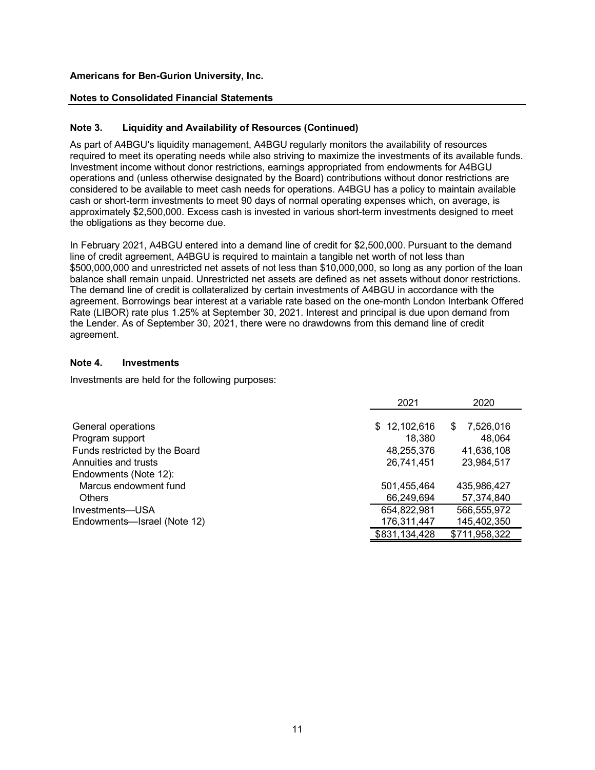**Americans for Ben-Gurion University, Inc.**

**Notes to Consolidated Financial Statements**

## Note 3. Liquidity and Availability of Resources (Continued)

As part of A4BGU's liquidity management, A4BGU regularly monitors the availability of resources required to meet its operating needs while also striving to maximize the investments of its available funds. Investment income without donor restrictions, earnings appropriated from endowments for A4BGU operations and (unless otherwise designated by the Board) contributions without donor restrictions are considered to be available to meet cash needs for operations. A4BGU has a policy to maintain available cash or short-term investments to meet 90 days of normal operating expenses which, on average, is approximately $2,500,000. Excess cash is invested in various short-term investments designed to meet the obligations as they become due.

In February 2021, A4BGU entered into a demand line of credit for $2,500,000. Pursuant to the demand line of credit agreement, A4BGU is required to maintain a tangible net worth of not less than $500,000,000 and unrestricted net assets of not less than $10,000,000, so long as any portion of the loan balance shall remain unpaid. Unrestricted net assets are defined as net assets without donor restrictions. The demand line of credit is collateralized by certain investments of A4BGU in accordance with the agreement. Borrowings bear interest at a variable rate based on the one-month London Interbank Offered Rate (LIBOR) rate plus 1.25% at September 30, 2021. Interest and principal is due upon demand from the Lender. As of September 30, 2021, there were no drawdowns from this demand line of credit agreement.

## Note 4. Investments

Investments are held for the following purposes:

| | 2021 | 2020 |
|---|---|---|
| General operations | $ 12,102,616 | $ 7,526,016 |
| Program support | 18,380 | 48,064 |
| Funds restricted by the Board | 48,255,376 | 41,636,108 |
| Annuities and trusts | 26,741,451 | 23,984,517 |
| Endowments (Note 12): | | |
| Marcus endowment fund | 501,455,464 | 435,986,427 |
| Others | 66,249,694 | 57,374,840 |
| Investments—USA | 654,822,981 | 566,555,972 |
| Endowments—Israel (Note 12) | 176,311,447 | 145,402,350 |
| | $831,134,428 | $711,958,322 |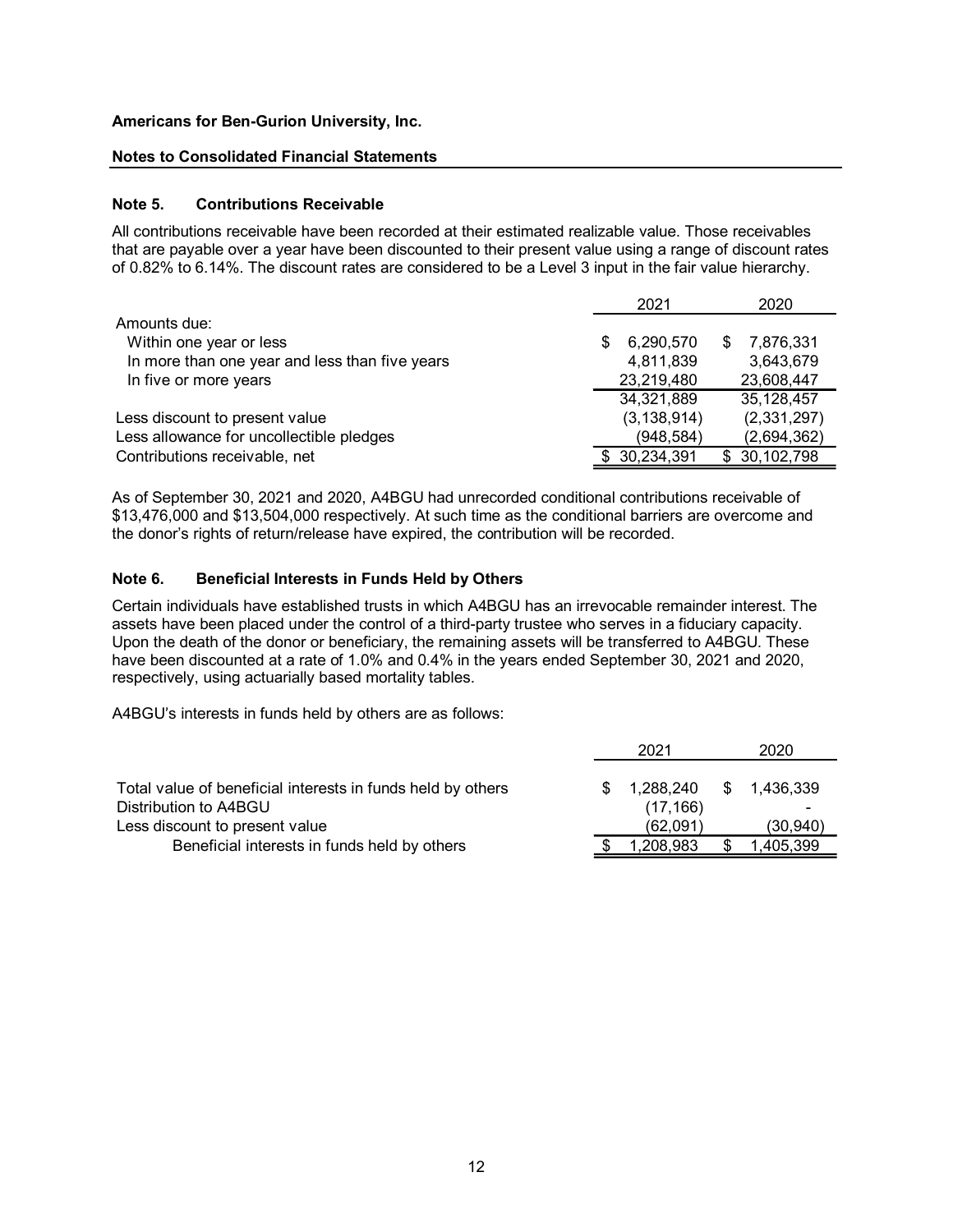**Americans for Ben-Gurion University, Inc.**

**Notes to Consolidated Financial Statements**

### Note 5. Contributions Receivable

All contributions receivable have been recorded at their estimated realizable value. Those receivables that are payable over a year have been discounted to their present value using a range of discount rates of 0.82% to 6.14%. The discount rates are considered to be a Level 3 input in the fair value hierarchy.

| | 2021 | 2020 |
|---|---|---|
| Amounts due: | | |
| Within one year or less | $ 6,290,570 | $ 7,876,331 |
| In more than one year and less than five years | 4,811,839 | 3,643,679 |
| In five or more years | 23,219,480 | 23,608,447 |
| | 34,321,889 | 35,128,457 |
| Less discount to present value | (3,138,914) | (2,331,297) |
| Less allowance for uncollectible pledges | (948,584) | (2,694,362) |
| Contributions receivable, net | $ 30,234,391 | $ 30,102,798 |

As of September 30, 2021 and 2020, A4BGU had unrecorded conditional contributions receivable of $13,476,000 and $13,504,000 respectively. At such time as the conditional barriers are overcome and the donor's rights of return/release have expired, the contribution will be recorded.

### Note 6. Beneficial Interests in Funds Held by Others

Certain individuals have established trusts in which A4BGU has an irrevocable remainder interest. The assets have been placed under the control of a third-party trustee who serves in a fiduciary capacity. Upon the death of the donor or beneficiary, the remaining assets will be transferred to A4BGU. These have been discounted at a rate of 1.0% and 0.4% in the years ended September 30, 2021 and 2020, respectively, using actuarially based mortality tables.

A4BGU's interests in funds held by others are as follows:

| | 2021 | 2020 |
|---|---|---|
| Total value of beneficial interests in funds held by others | $ 1,288,240 | $ 1,436,339 |
| Distribution to A4BGU | (17,166) | - |
| Less discount to present value | (62,091) | (30,940) |
| Beneficial interests in funds held by others | $ 1,208,983 | $ 1,405,399 |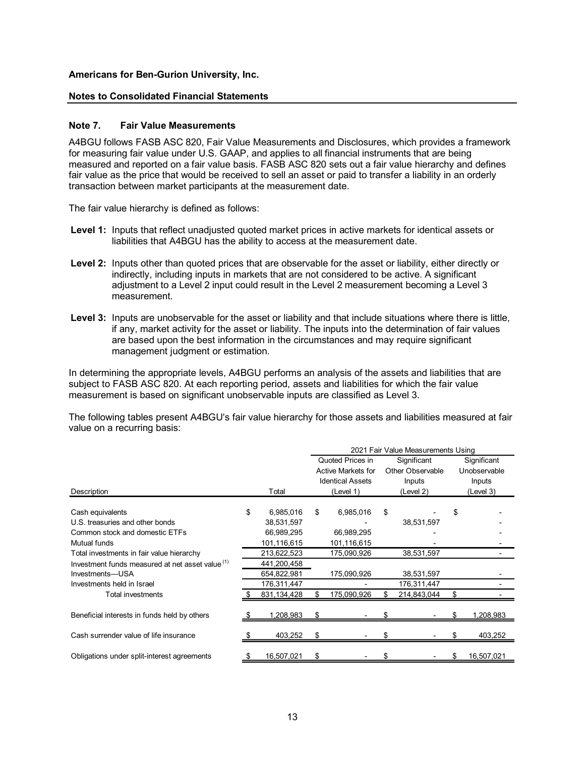**Americans for Ben-Gurion University, Inc.**

**Notes to Consolidated Financial Statements**

### Note 7. Fair Value Measurements

A4BGU follows FASB ASC 820, Fair Value Measurements and Disclosures, which provides a framework for measuring fair value under U.S. GAAP, and applies to all financial instruments that are being measured and reported on a fair value basis. FASB ASC 820 sets out a fair value hierarchy and defines fair value as the price that would be received to sell an asset or paid to transfer a liability in an orderly transaction between market participants at the measurement date.

The fair value hierarchy is defined as follows:

**Level 1:** Inputs that reflect unadjusted quoted market prices in active markets for identical assets or liabilities that A4BGU has the ability to access at the measurement date.

**Level 2:** Inputs other than quoted prices that are observable for the asset or liability, either directly or indirectly, including inputs in markets that are not considered to be active. A significant adjustment to a Level 2 input could result in the Level 2 measurement becoming a Level 3 measurement.

**Level 3:** Inputs are unobservable for the asset or liability and that include situations where there is little, if any, market activity for the asset or liability. The inputs into the determination of fair values are based upon the best information in the circumstances and may require significant management judgment or estimation.

In determining the appropriate levels, A4BGU performs an analysis of the assets and liabilities that are subject to FASB ASC 820. At each reporting period, assets and liabilities for which the fair value measurement is based on significant unobservable inputs are classified as Level 3.

The following tables present A4BGU's fair value hierarchy for those assets and liabilities measured at fair value on a recurring basis:

| | | 2021 Fair Value Measurements Using | | |
|---|---|---|---|---|
| Description | Total | Quoted Prices in Active Markets for Identical Assets (Level 1) | Significant Other Observable Inputs (Level 2) | Significant Unobservable Inputs (Level 3) |
| Cash equivalents | $ 6,985,016 | $ 6,985,016 | $ - | $ - |
| U.S. treasuries and other bonds | 38,531,597 | - | 38,531,597 | - |
| Common stock and domestic ETFs | 66,989,295 | 66,989,295 | - | - |
| Mutual funds | 101,116,615 | 101,116,615 | - | - |
| Total investments in fair value hierarchy | 213,622,523 | 175,090,926 | 38,531,597 | - |
| Investment funds measured at net asset value (1) | 441,200,458 | | | |
| Investments—USA | 654,822,981 | 175,090,926 | 38,531,597 | - |
| Investments held in Israel | 176,311,447 | - | 176,311,447 | - |
| Total investments | $ 831,134,428 | $ 175,090,926 | $ 214,843,044 | $ - |
| Beneficial interests in funds held by others | $ 1,208,983 | $ - | $ - | $ 1,208,983 |
| Cash surrender value of life insurance | $ 403,252 | $ - | $ - | $ 403,252 |
| Obligations under split-interest agreements | $ 16,507,021 | $ - | $ - | $ 16,507,021 |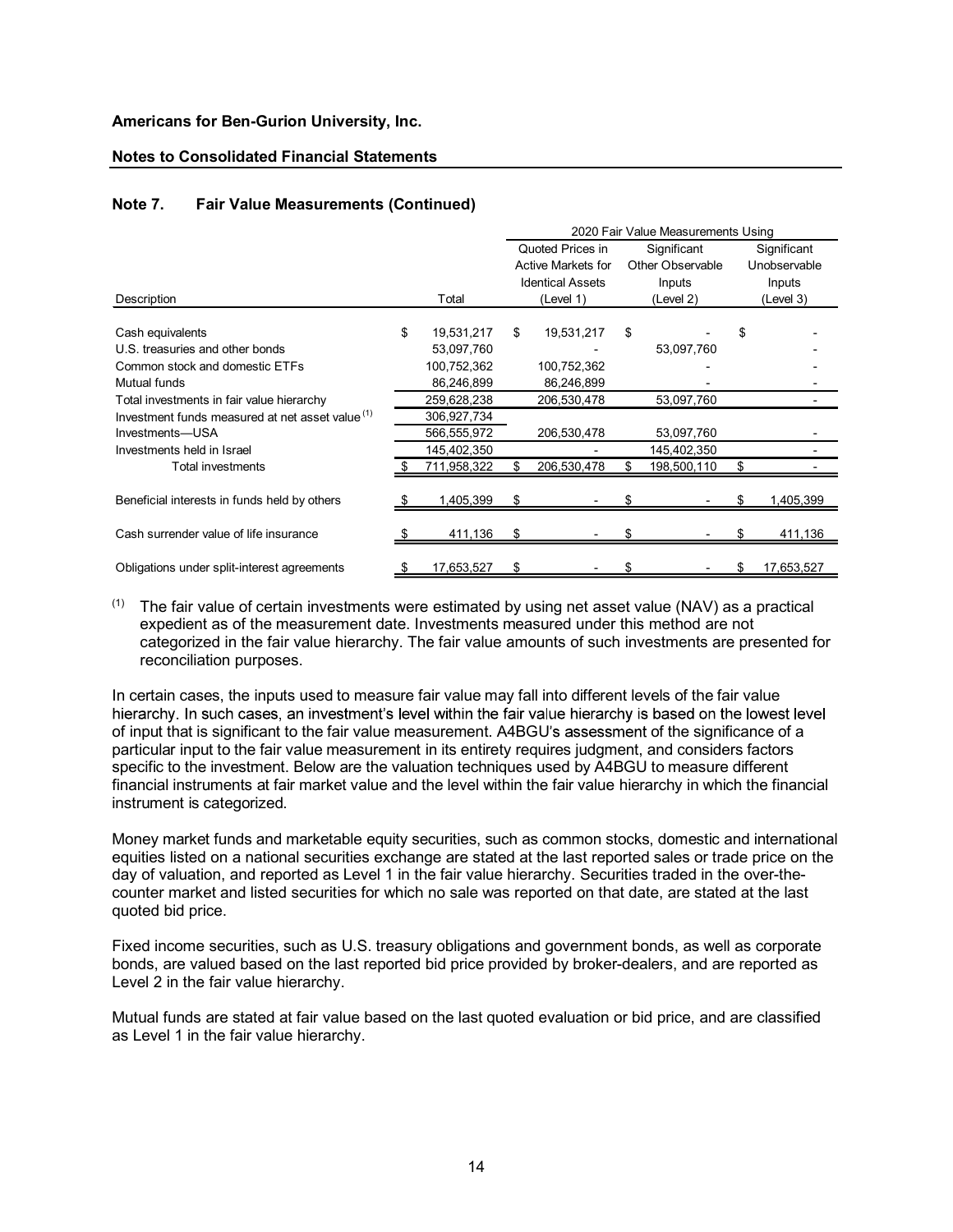**Americans for Ben-Gurion University, Inc.**

**Notes to Consolidated Financial Statements**

## Note 7. Fair Value Measurements (Continued)

| Description | Total | 2020 Fair Value Measurements Using Quoted Prices in Active Markets for Identical Assets (Level 1) | Significant Other Observable Inputs (Level 2) | Significant Unobservable Inputs (Level 3) |
|---|---|---|---|---|
| Cash equivalents | $ 19,531,217 | $ 19,531,217 | $ - | $ - |
| U.S. treasuries and other bonds | 53,097,760 | - | 53,097,760 | - |
| Common stock and domestic ETFs | 100,752,362 | 100,752,362 | - | - |
| Mutual funds | 86,246,899 | 86,246,899 | - | - |
| Total investments in fair value hierarchy | 259,628,238 | 206,530,478 | 53,097,760 | - |
| Investment funds measured at net asset value [(1)] | 306,927,734 | | | |
| Investments—USA | 566,555,972 | 206,530,478 | 53,097,760 | - |
| Investments held in Israel | 145,402,350 | - | 145,402,350 | - |
| Total investments | $ 711,958,322 | $ 206,530,478 | $ 198,500,110 | $ - |
| Beneficial interests in funds held by others | $ 1,405,399 | $ - | $ - | $ 1,405,399 |
| Cash surrender value of life insurance | $ 411,136 | $ - | $ - | $ 411,136 |
| Obligations under split-interest agreements | $ 17,653,527 | $ - | $ - | $ 17,653,527 |

(1) The fair value of certain investments were estimated by using net asset value (NAV) as a practical expedient as of the measurement date. Investments measured under this method are not categorized in the fair value hierarchy. The fair value amounts of such investments are presented for reconciliation purposes.

In certain cases, the inputs used to measure fair value may fall into different levels of the fair value hierarchy. In such cases, an investment's level within the fair value hierarchy is based on the lowest level of input that is significant to the fair value measurement. A4BGU's assessment of the significance of a particular input to the fair value measurement in its entirety requires judgment, and considers factors specific to the investment. Below are the valuation techniques used by A4BGU to measure different financial instruments at fair market value and the level within the fair value hierarchy in which the financial instrument is categorized.

Money market funds and marketable equity securities, such as common stocks, domestic and international equities listed on a national securities exchange are stated at the last reported sales or trade price on the day of valuation, and reported as Level 1 in the fair value hierarchy. Securities traded in the over-the-counter market and listed securities for which no sale was reported on that date, are stated at the last quoted bid price.

Fixed income securities, such as U.S. treasury obligations and government bonds, as well as corporate bonds, are valued based on the last reported bid price provided by broker-dealers, and are reported as Level 2 in the fair value hierarchy.

Mutual funds are stated at fair value based on the last quoted evaluation or bid price, and are classified as Level 1 in the fair value hierarchy.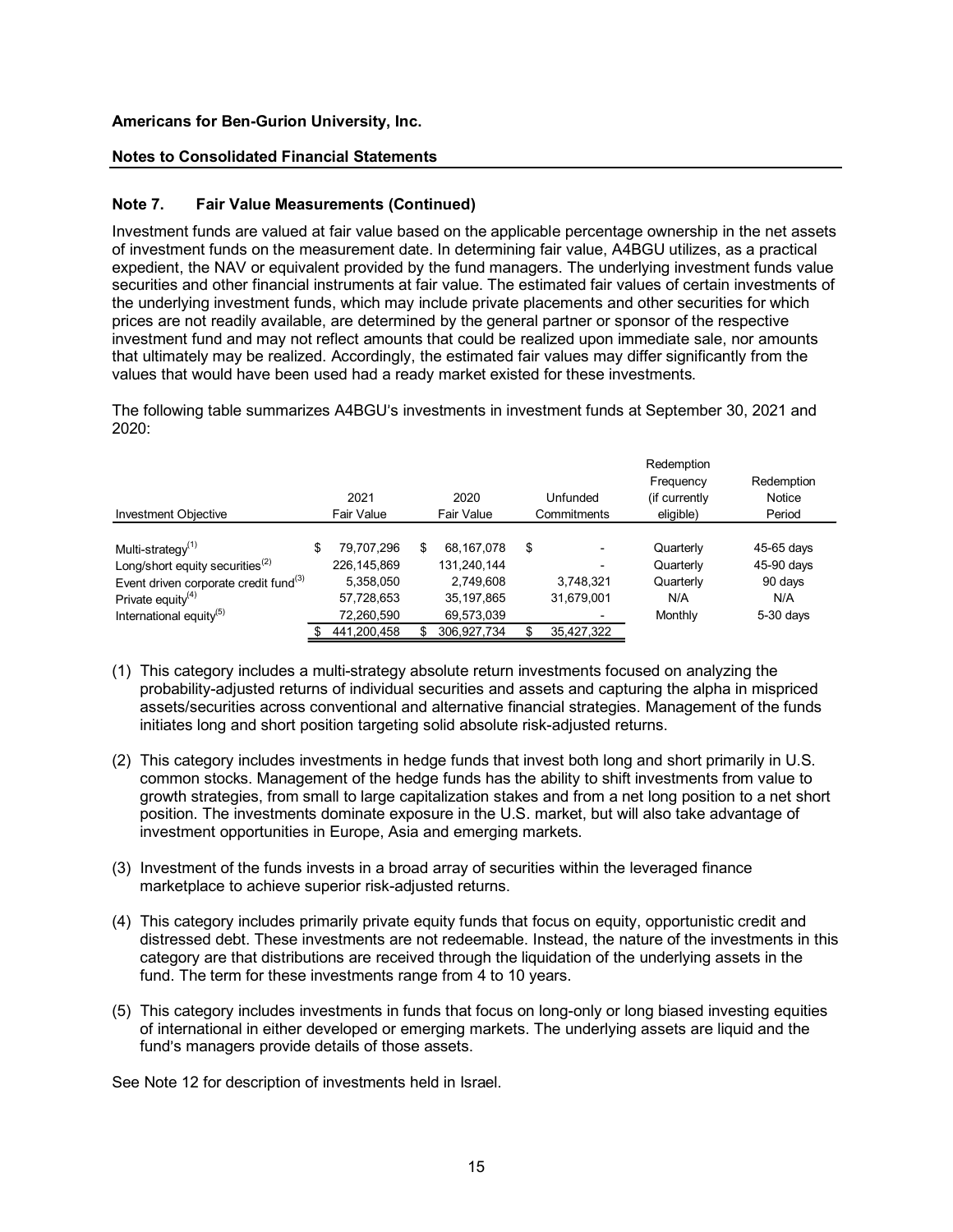**Americans for Ben-Gurion University, Inc.**

**Notes to Consolidated Financial Statements**

### Note 7. Fair Value Measurements (Continued)

Investment funds are valued at fair value based on the applicable percentage ownership in the net assets of investment funds on the measurement date. In determining fair value, A4BGU utilizes, as a practical expedient, the NAV or equivalent provided by the fund managers. The underlying investment funds value securities and other financial instruments at fair value. The estimated fair values of certain investments of the underlying investment funds, which may include private placements and other securities for which prices are not readily available, are determined by the general partner or sponsor of the respective investment fund and may not reflect amounts that could be realized upon immediate sale, nor amounts that ultimately may be realized. Accordingly, the estimated fair values may differ significantly from the values that would have been used had a ready market existed for these investments.

The following table summarizes A4BGU's investments in investment funds at September 30, 2021 and 2020:

| Investment Objective | 2021 Fair Value | 2020 Fair Value | Unfunded Commitments | Redemption Frequency (if currently eligible) | Redemption Notice Period |
|---|---|---|---|---|---|
| Multi-strategy[1] | $ 79,707,296 | $ 68,167,078 | $ - | Quarterly | 45-65 days |
| Long/short equity securities[2] | 226,145,869 | 131,240,144 | - | Quarterly | 45-90 days |
| Event driven corporate credit fund[3] | 5,358,050 | 2,749,608 | 3,748,321 | Quarterly | 90 days |
| Private equity[4] | 57,728,653 | 35,197,865 | 31,679,001 | N/A | N/A |
| International equity[5] | 72,260,590 | 69,573,039 | - | Monthly | 5-30 days |
| | $ 441,200,458 | $ 306,927,734 | $ 35,427,322 | | |

(1) This category includes a multi-strategy absolute return investments focused on analyzing the probability-adjusted returns of individual securities and assets and capturing the alpha in mispriced assets/securities across conventional and alternative financial strategies. Management of the funds initiates long and short position targeting solid absolute risk-adjusted returns.

(2) This category includes investments in hedge funds that invest both long and short primarily in U.S. common stocks. Management of the hedge funds has the ability to shift investments from value to growth strategies, from small to large capitalization stakes and from a net long position to a net short position. The investments dominate exposure in the U.S. market, but will also take advantage of investment opportunities in Europe, Asia and emerging markets.

(3) Investment of the funds invests in a broad array of securities within the leveraged finance marketplace to achieve superior risk-adjusted returns.

(4) This category includes primarily private equity funds that focus on equity, opportunistic credit and distressed debt. These investments are not redeemable. Instead, the nature of the investments in this category are that distributions are received through the liquidation of the underlying assets in the fund. The term for these investments range from 4 to 10 years.

(5) This category includes investments in funds that focus on long-only or long biased investing equities of international in either developed or emerging markets. The underlying assets are liquid and the fund's managers provide details of those assets.

See Note 12 for description of investments held in Israel.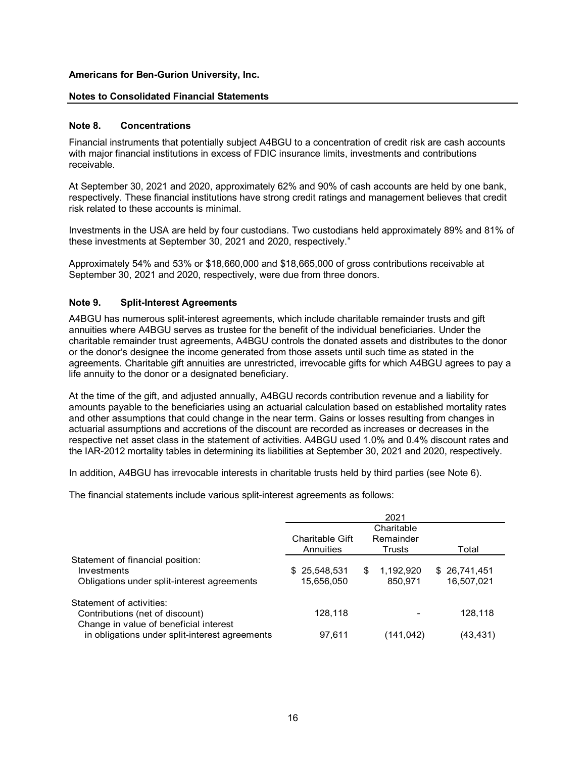**Americans for Ben-Gurion University, Inc.**

**Notes to Consolidated Financial Statements**

## Note 8. Concentrations

Financial instruments that potentially subject A4BGU to a concentration of credit risk are cash accounts with major financial institutions in excess of FDIC insurance limits, investments and contributions receivable.

At September 30, 2021 and 2020, approximately 62% and 90% of cash accounts are held by one bank, respectively. These financial institutions have strong credit ratings and management believes that credit risk related to these accounts is minimal.

Investments in the USA are held by four custodians. Two custodians held approximately 89% and 81% of these investments at September 30, 2021 and 2020, respectively."

Approximately 54% and 53% or $18,660,000 and $18,665,000 of gross contributions receivable at September 30, 2021 and 2020, respectively, were due from three donors.

## Note 9. Split-Interest Agreements

A4BGU has numerous split-interest agreements, which include charitable remainder trusts and gift annuities where A4BGU serves as trustee for the benefit of the individual beneficiaries. Under the charitable remainder trust agreements, A4BGU controls the donated assets and distributes to the donor or the donor's designee the income generated from those assets until such time as stated in the agreements. Charitable gift annuities are unrestricted, irrevocable gifts for which A4BGU agrees to pay a life annuity to the donor or a designated beneficiary.

At the time of the gift, and adjusted annually, A4BGU records contribution revenue and a liability for amounts payable to the beneficiaries using an actuarial calculation based on established mortality rates and other assumptions that could change in the near term. Gains or losses resulting from changes in actuarial assumptions and accretions of the discount are recorded as increases or decreases in the respective net asset class in the statement of activities. A4BGU used 1.0% and 0.4% discount rates and the IAR-2012 mortality tables in determining its liabilities at September 30, 2021 and 2020, respectively.

In addition, A4BGU has irrevocable interests in charitable trusts held by third parties (see Note 6).

The financial statements include various split-interest agreements as follows:

| | 2021 | | |
|---|---|---|---|
| | Charitable Gift Annuities | Charitable Remainder Trusts | Total |
| Statement of financial position: | | | |
| Investments | $ 25,548,531 | $ 1,192,920 | $ 26,741,451 |
| Obligations under split-interest agreements | 15,656,050 | 850,971 | 16,507,021 |
| Statement of activities: | | | |
| Contributions (net of discount) | 128,118 | - | 128,118 |
| Change in value of beneficial interest in obligations under split-interest agreements | 97,611 | (141,042) | (43,431) |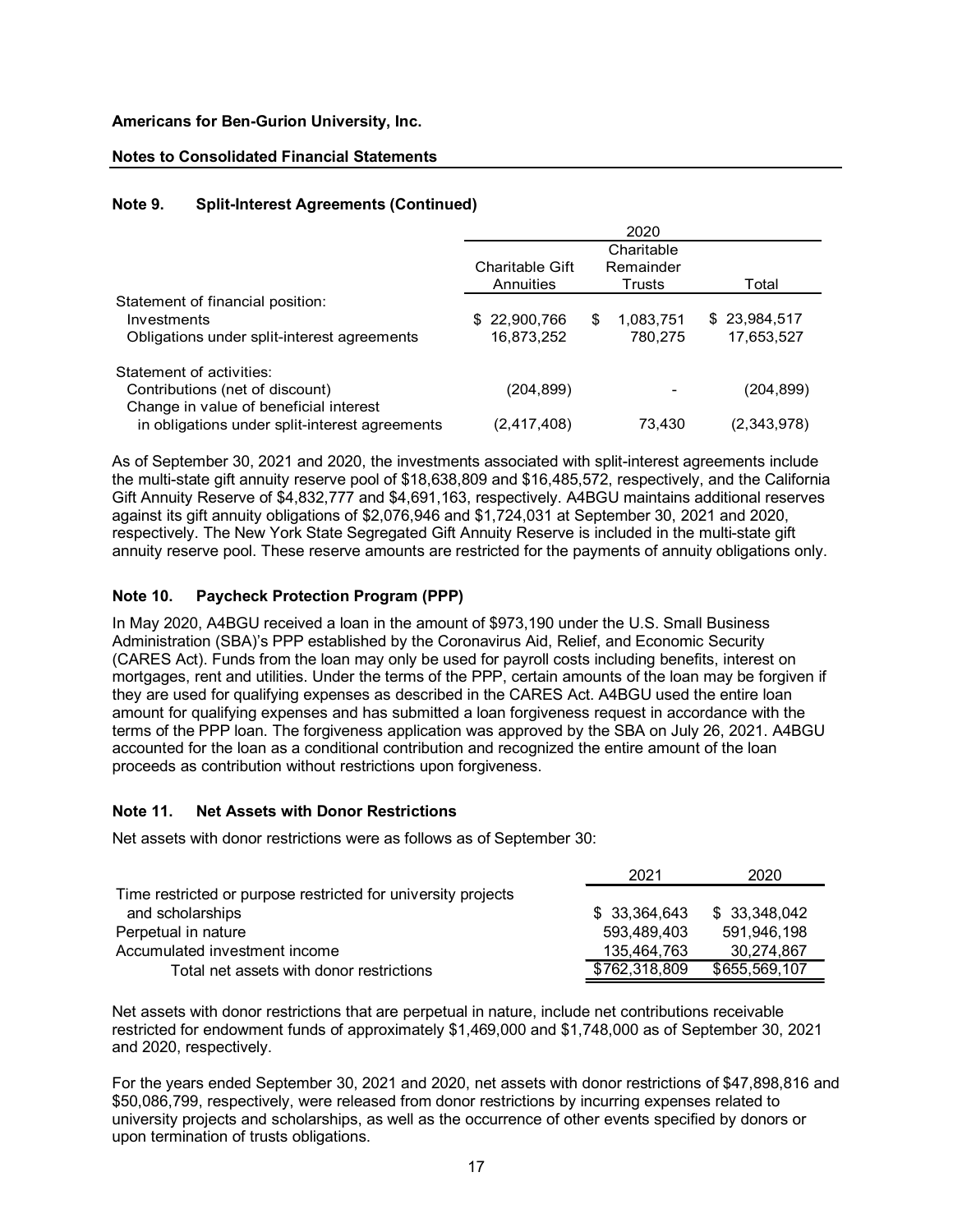**Americans for Ben-Gurion University, Inc.**

**Notes to Consolidated Financial Statements**

### Note 9. Split-Interest Agreements (Continued)

| | 2020 | | |
|---|---|---|---|
| | Charitable Gift Annuities | Charitable Remainder Trusts | Total |
| Statement of financial position: | | | |
| Investments | $ 22,900,766 | $ 1,083,751 | $ 23,984,517 |
| Obligations under split-interest agreements | 16,873,252 | 780,275 | 17,653,527 |
| Statement of activities: | | | |
| Contributions (net of discount) | (204,899) | - | (204,899) |
| Change in value of beneficial interest in obligations under split-interest agreements | (2,417,408) | 73,430 | (2,343,978) |

As of September 30, 2021 and 2020, the investments associated with split-interest agreements include the multi-state gift annuity reserve pool of $18,638,809 and $16,485,572, respectively, and the California Gift Annuity Reserve of $4,832,777 and $4,691,163, respectively. A4BGU maintains additional reserves against its gift annuity obligations of $2,076,946 and $1,724,031 at September 30, 2021 and 2020, respectively. The New York State Segregated Gift Annuity Reserve is included in the multi-state gift annuity reserve pool. These reserve amounts are restricted for the payments of annuity obligations only.

### Note 10. Paycheck Protection Program (PPP)

In May 2020, A4BGU received a loan in the amount of $973,190 under the U.S. Small Business Administration (SBA)'s PPP established by the Coronavirus Aid, Relief, and Economic Security (CARES Act). Funds from the loan may only be used for payroll costs including benefits, interest on mortgages, rent and utilities. Under the terms of the PPP, certain amounts of the loan may be forgiven if they are used for qualifying expenses as described in the CARES Act. A4BGU used the entire loan amount for qualifying expenses and has submitted a loan forgiveness request in accordance with the terms of the PPP loan. The forgiveness application was approved by the SBA on July 26, 2021. A4BGU accounted for the loan as a conditional contribution and recognized the entire amount of the loan proceeds as contribution without restrictions upon forgiveness.

### Note 11. Net Assets with Donor Restrictions

Net assets with donor restrictions were as follows as of September 30:

| | 2021 | 2020 |
|---|---|---|
| Time restricted or purpose restricted for university projects and scholarships | $ 33,364,643 | $ 33,348,042 |
| Perpetual in nature | 593,489,403 | 591,946,198 |
| Accumulated investment income | 135,464,763 | 30,274,867 |
| Total net assets with donor restrictions | $762,318,809 | $655,569,107 |

Net assets with donor restrictions that are perpetual in nature, include net contributions receivable restricted for endowment funds of approximately $1,469,000 and $1,748,000 as of September 30, 2021 and 2020, respectively.

For the years ended September 30, 2021 and 2020, net assets with donor restrictions of $47,898,816 and $50,086,799, respectively, were released from donor restrictions by incurring expenses related to university projects and scholarships, as well as the occurrence of other events specified by donors or upon termination of trusts obligations.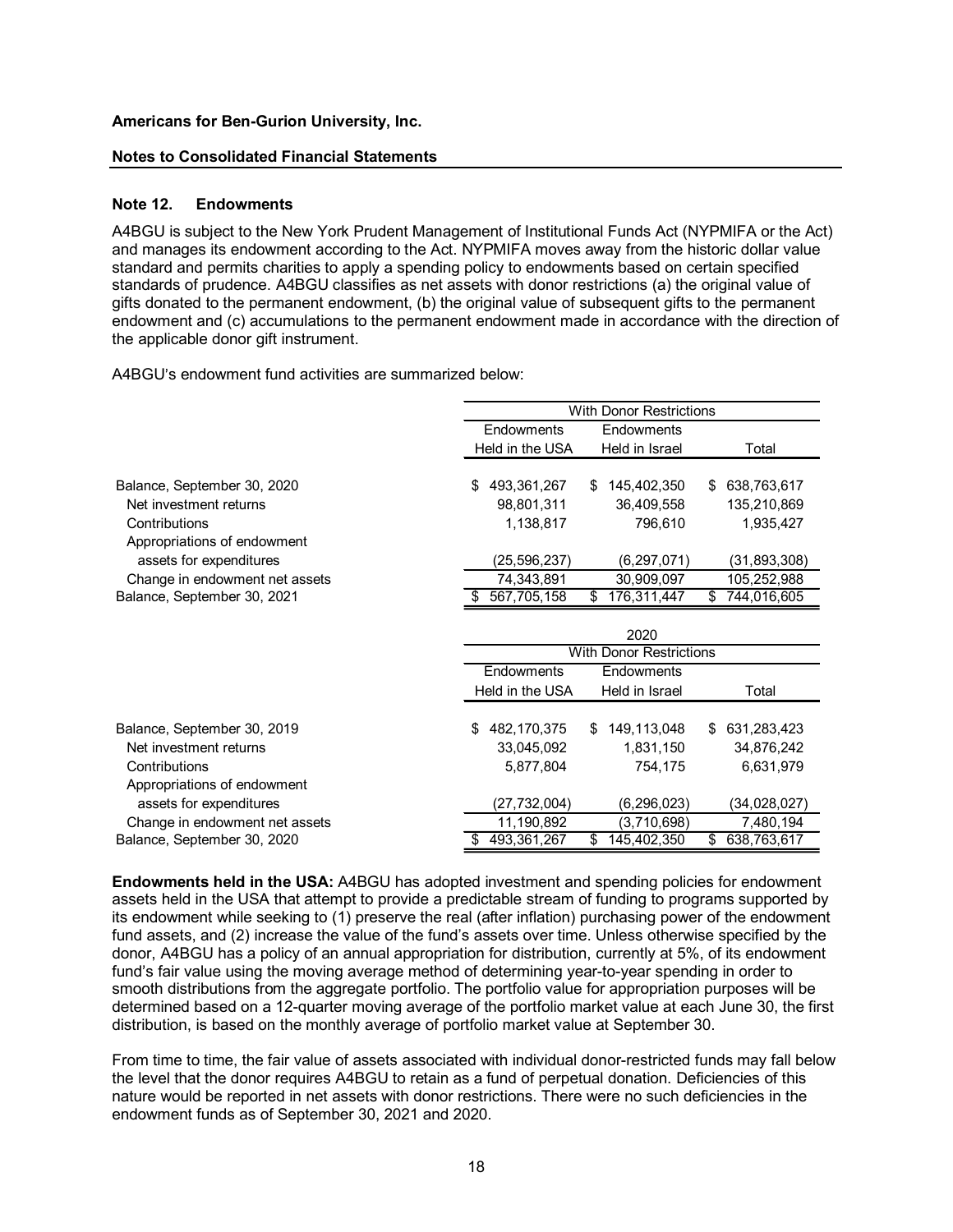**Americans for Ben-Gurion University, Inc.**

**Notes to Consolidated Financial Statements**

## Note 12. Endowments

A4BGU is subject to the New York Prudent Management of Institutional Funds Act (NYPMIFA or the Act) and manages its endowment according to the Act. NYPMIFA moves away from the historic dollar value standard and permits charities to apply a spending policy to endowments based on certain specified standards of prudence. A4BGU classifies as net assets with donor restrictions (a) the original value of gifts donated to the permanent endowment, (b) the original value of subsequent gifts to the permanent endowment and (c) accumulations to the permanent endowment made in accordance with the direction of the applicable donor gift instrument.

A4BGU's endowment fund activities are summarized below:

| | With Donor Restrictions | | |
|---|---|---|---|
| | Endowments Held in the USA | Endowments Held in Israel | Total |
| Balance, September 30, 2020 | $ 493,361,267 | $ 145,402,350 | $ 638,763,617 |
| Net investment returns | 98,801,311 | 36,409,558 | 135,210,869 |
| Contributions | 1,138,817 | 796,610 | 1,935,427 |
| Appropriations of endowment assets for expenditures | (25,596,237) | (6,297,071) | (31,893,308) |
| Change in endowment net assets | 74,343,891 | 30,909,097 | 105,252,988 |
| Balance, September 30, 2021 | $ 567,705,158 | $ 176,311,447 | $ 744,016,605 |

| | 2020 | | |
|---|---|---|---|
| | With Donor Restrictions | | |
| | Endowments Held in the USA | Endowments Held in Israel | Total |
| Balance, September 30, 2019 | $ 482,170,375 | $ 149,113,048 | $ 631,283,423 |
| Net investment returns | 33,045,092 | 1,831,150 | 34,876,242 |
| Contributions | 5,877,804 | 754,175 | 6,631,979 |
| Appropriations of endowment assets for expenditures | (27,732,004) | (6,296,023) | (34,028,027) |
| Change in endowment net assets | 11,190,892 | (3,710,698) | 7,480,194 |
| Balance, September 30, 2020 | $ 493,361,267 | $ 145,402,350 | $ 638,763,617 |

**Endowments held in the USA:** A4BGU has adopted investment and spending policies for endowment assets held in the USA that attempt to provide a predictable stream of funding to programs supported by its endowment while seeking to (1) preserve the real (after inflation) purchasing power of the endowment fund assets, and (2) increase the value of the fund's assets over time. Unless otherwise specified by the donor, A4BGU has a policy of an annual appropriation for distribution, currently at 5%, of its endowment fund's fair value using the moving average method of determining year-to-year spending in order to smooth distributions from the aggregate portfolio. The portfolio value for appropriation purposes will be determined based on a 12-quarter moving average of the portfolio market value at each June 30, the first distribution, is based on the monthly average of portfolio market value at September 30.

From time to time, the fair value of assets associated with individual donor-restricted funds may fall below the level that the donor requires A4BGU to retain as a fund of perpetual donation. Deficiencies of this nature would be reported in net assets with donor restrictions. There were no such deficiencies in the endowment funds as of September 30, 2021 and 2020.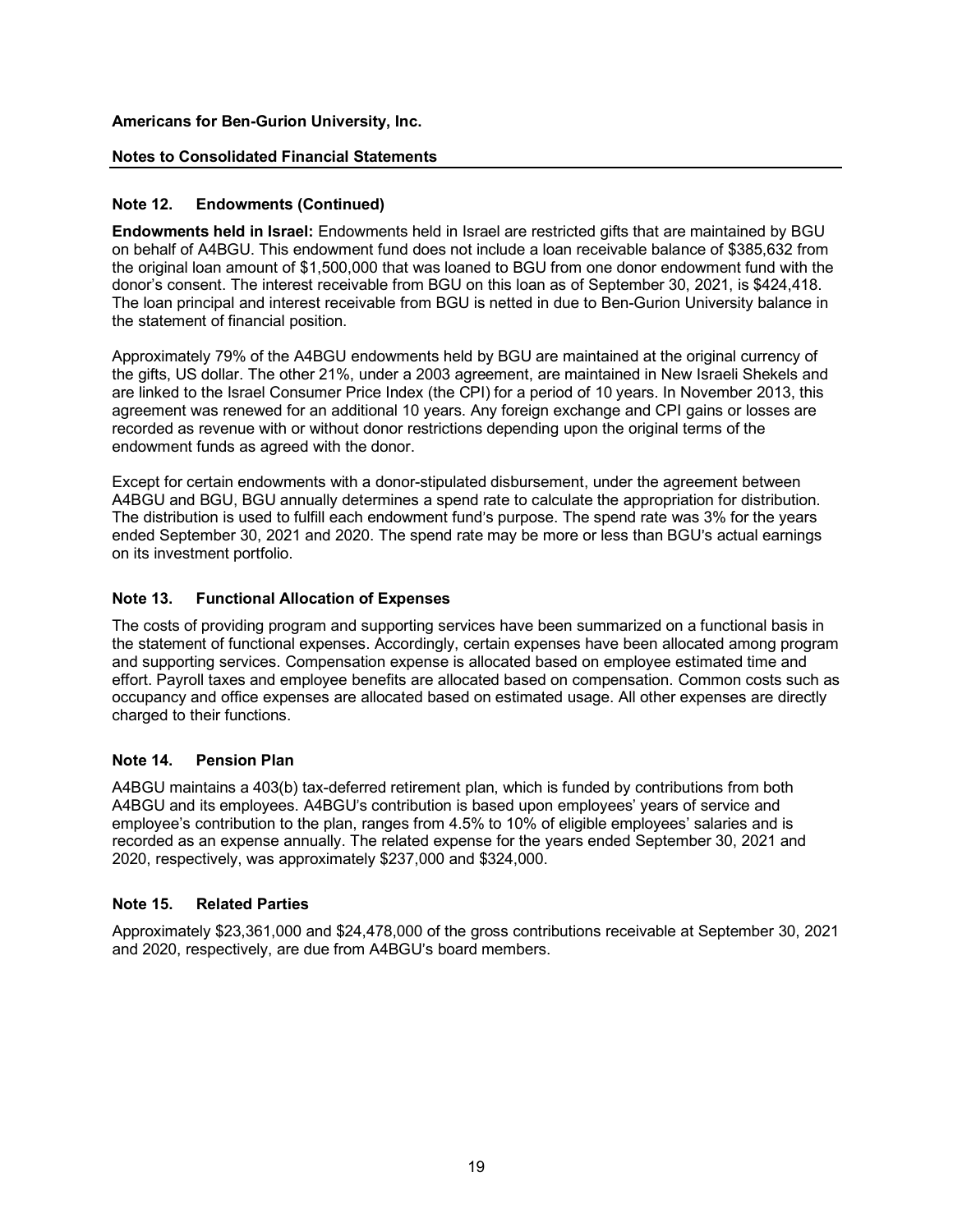**Americans for Ben-Gurion University, Inc.**

**Notes to Consolidated Financial Statements**

## Note 12. Endowments (Continued)

**Endowments held in Israel:** Endowments held in Israel are restricted gifts that are maintained by BGU on behalf of A4BGU. This endowment fund does not include a loan receivable balance of $385,632 from the original loan amount of $1,500,000 that was loaned to BGU from one donor endowment fund with the donor's consent. The interest receivable from BGU on this loan as of September 30, 2021, is $424,418. The loan principal and interest receivable from BGU is netted in due to Ben-Gurion University balance in the statement of financial position.

Approximately 79% of the A4BGU endowments held by BGU are maintained at the original currency of the gifts, US dollar. The other 21%, under a 2003 agreement, are maintained in New Israeli Shekels and are linked to the Israel Consumer Price Index (the CPI) for a period of 10 years. In November 2013, this agreement was renewed for an additional 10 years. Any foreign exchange and CPI gains or losses are recorded as revenue with or without donor restrictions depending upon the original terms of the endowment funds as agreed with the donor.

Except for certain endowments with a donor-stipulated disbursement, under the agreement between A4BGU and BGU, BGU annually determines a spend rate to calculate the appropriation for distribution. The distribution is used to fulfill each endowment fund's purpose. The spend rate was 3% for the years ended September 30, 2021 and 2020. The spend rate may be more or less than BGU's actual earnings on its investment portfolio.

## Note 13. Functional Allocation of Expenses

The costs of providing program and supporting services have been summarized on a functional basis in the statement of functional expenses. Accordingly, certain expenses have been allocated among program and supporting services. Compensation expense is allocated based on employee estimated time and effort. Payroll taxes and employee benefits are allocated based on compensation. Common costs such as occupancy and office expenses are allocated based on estimated usage. All other expenses are directly charged to their functions.

## Note 14. Pension Plan

A4BGU maintains a 403(b) tax-deferred retirement plan, which is funded by contributions from both A4BGU and its employees. A4BGU's contribution is based upon employees' years of service and employee's contribution to the plan, ranges from 4.5% to 10% of eligible employees' salaries and is recorded as an expense annually. The related expense for the years ended September 30, 2021 and 2020, respectively, was approximately $237,000 and $324,000.

## Note 15. Related Parties

Approximately $23,361,000 and $24,478,000 of the gross contributions receivable at September 30, 2021 and 2020, respectively, are due from A4BGU's board members.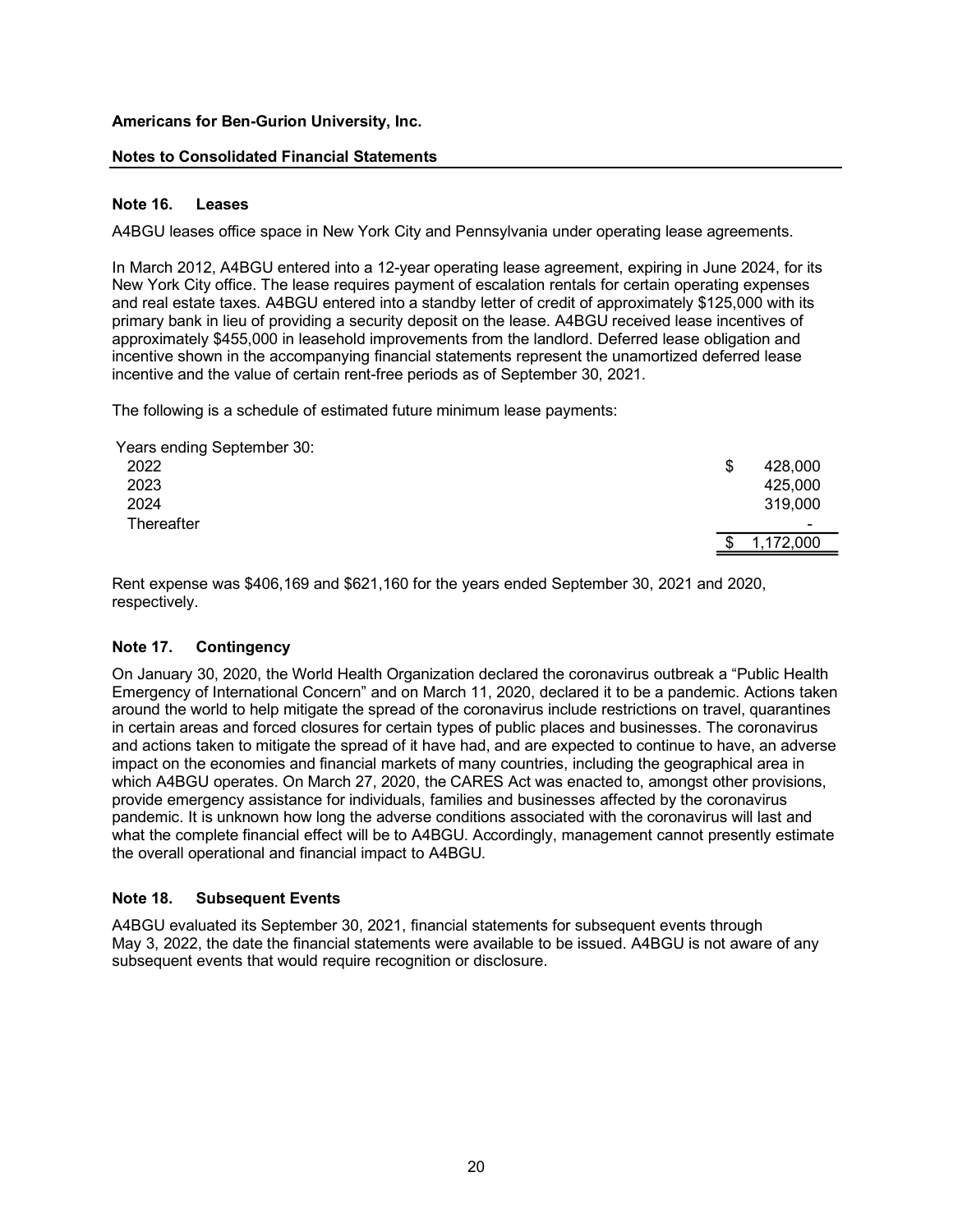**Americans for Ben-Gurion University, Inc.**

**Notes to Consolidated Financial Statements**

## Note 16. Leases

A4BGU leases office space in New York City and Pennsylvania under operating lease agreements.

In March 2012, A4BGU entered into a 12-year operating lease agreement, expiring in June 2024, for its New York City office. The lease requires payment of escalation rentals for certain operating expenses and real estate taxes. A4BGU entered into a standby letter of credit of approximately $125,000 with its primary bank in lieu of providing a security deposit on the lease. A4BGU received lease incentives of approximately $455,000 in leasehold improvements from the landlord. Deferred lease obligation and incentive shown in the accompanying financial statements represent the unamortized deferred lease incentive and the value of certain rent-free periods as of September 30, 2021.

The following is a schedule of estimated future minimum lease payments:

| | |
|---|---|
| Years ending September 30: | |
| 2022 | $ 428,000 |
| 2023 | 425,000 |
| 2024 | 319,000 |
| Thereafter | - |
| | $ 1,172,000 |

Rent expense was $406,169 and $621,160 for the years ended September 30, 2021 and 2020, respectively.

## Note 17. Contingency

On January 30, 2020, the World Health Organization declared the coronavirus outbreak a "Public Health Emergency of International Concern" and on March 11, 2020, declared it to be a pandemic. Actions taken around the world to help mitigate the spread of the coronavirus include restrictions on travel, quarantines in certain areas and forced closures for certain types of public places and businesses. The coronavirus and actions taken to mitigate the spread of it have had, and are expected to continue to have, an adverse impact on the economies and financial markets of many countries, including the geographical area in which A4BGU operates. On March 27, 2020, the CARES Act was enacted to, amongst other provisions, provide emergency assistance for individuals, families and businesses affected by the coronavirus pandemic. It is unknown how long the adverse conditions associated with the coronavirus will last and what the complete financial effect will be to A4BGU. Accordingly, management cannot presently estimate the overall operational and financial impact to A4BGU.

## Note 18. Subsequent Events

A4BGU evaluated its September 30, 2021, financial statements for subsequent events through May 3, 2022, the date the financial statements were available to be issued. A4BGU is not aware of any subsequent events that would require recognition or disclosure.